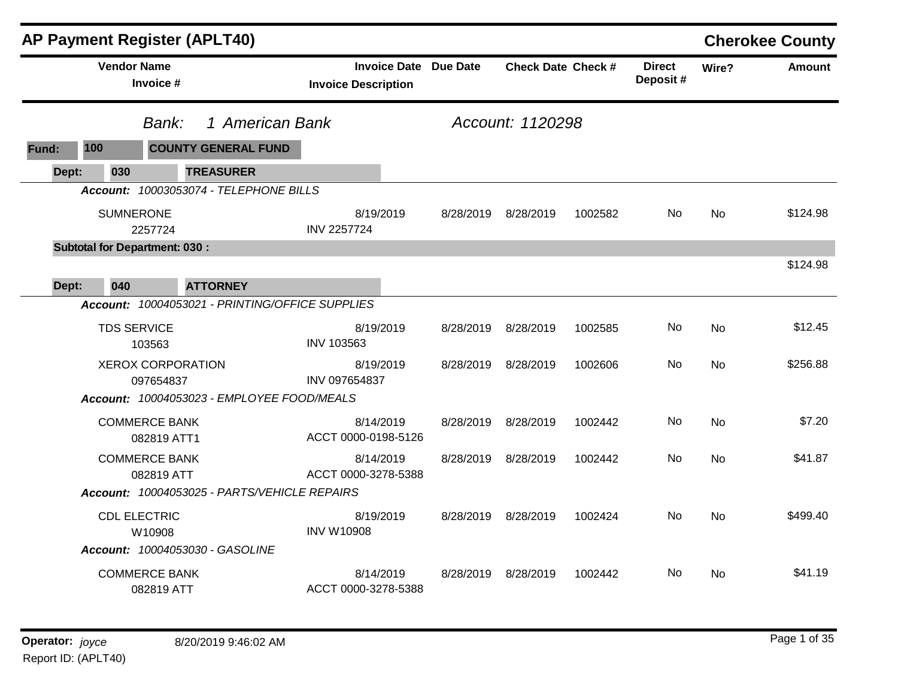# AP Payment Register (APLT40)

**Cherokee County**

*Bank:* *1 American Bank* *Account: 1120298*

**Fund: 100 COUNTY GENERAL FUND**

**Dept: 030 TREASURER**

***Account:*** *10003053074 - TELEPHONE BILLS*

| Vendor Name / Invoice # | Invoice Date / Invoice Description | Due Date | Check Date | Check # | Direct Deposit # | Wire? | Amount |
|---|---|---|---|---|---|---|---|
| SUMNERONE 2257724 | 8/19/2019 INV 2257724 | 8/28/2019 | 8/28/2019 | 1002582 | No | No | $124.98 |

**Subtotal for Department: 030 :** $124.98

**Dept: 040 ATTORNEY**

***Account:*** *10004053021 - PRINTING/OFFICE SUPPLIES*

| Vendor Name / Invoice # | Invoice Date / Invoice Description | Due Date | Check Date | Check # | Direct Deposit # | Wire? | Amount |
|---|---|---|---|---|---|---|---|
| TDS SERVICE 103563 | 8/19/2019 INV 103563 | 8/28/2019 | 8/28/2019 | 1002585 | No | No | $12.45 |
| XEROX CORPORATION 097654837 | 8/19/2019 INV 097654837 | 8/28/2019 | 8/28/2019 | 1002606 | No | No | $256.88 |

***Account:*** *10004053023 - EMPLOYEE FOOD/MEALS*

| Vendor Name / Invoice # | Invoice Date / Invoice Description | Due Date | Check Date | Check # | Direct Deposit # | Wire? | Amount |
|---|---|---|---|---|---|---|---|
| COMMERCE BANK 082819 ATT1 | 8/14/2019 ACCT 0000-0198-5126 | 8/28/2019 | 8/28/2019 | 1002442 | No | No | $7.20 |
| COMMERCE BANK 082819 ATT | 8/14/2019 ACCT 0000-3278-5388 | 8/28/2019 | 8/28/2019 | 1002442 | No | No | $41.87 |

***Account:*** *10004053025 - PARTS/VEHICLE REPAIRS*

| Vendor Name / Invoice # | Invoice Date / Invoice Description | Due Date | Check Date | Check # | Direct Deposit # | Wire? | Amount |
|---|---|---|---|---|---|---|---|
| CDL ELECTRIC W10908 | 8/19/2019 INV W10908 | 8/28/2019 | 8/28/2019 | 1002424 | No | No | $499.40 |

***Account:*** *10004053030 - GASOLINE*

| Vendor Name / Invoice # | Invoice Date / Invoice Description | Due Date | Check Date | Check # | Direct Deposit # | Wire? | Amount |
|---|---|---|---|---|---|---|---|
| COMMERCE BANK 082819 ATT | 8/14/2019 ACCT 0000-3278-5388 | 8/28/2019 | 8/28/2019 | 1002442 | No | No | $41.19 |

**Operator:** *joyce* 8/20/2019 9:46:02 AM

Report ID: (APLT40)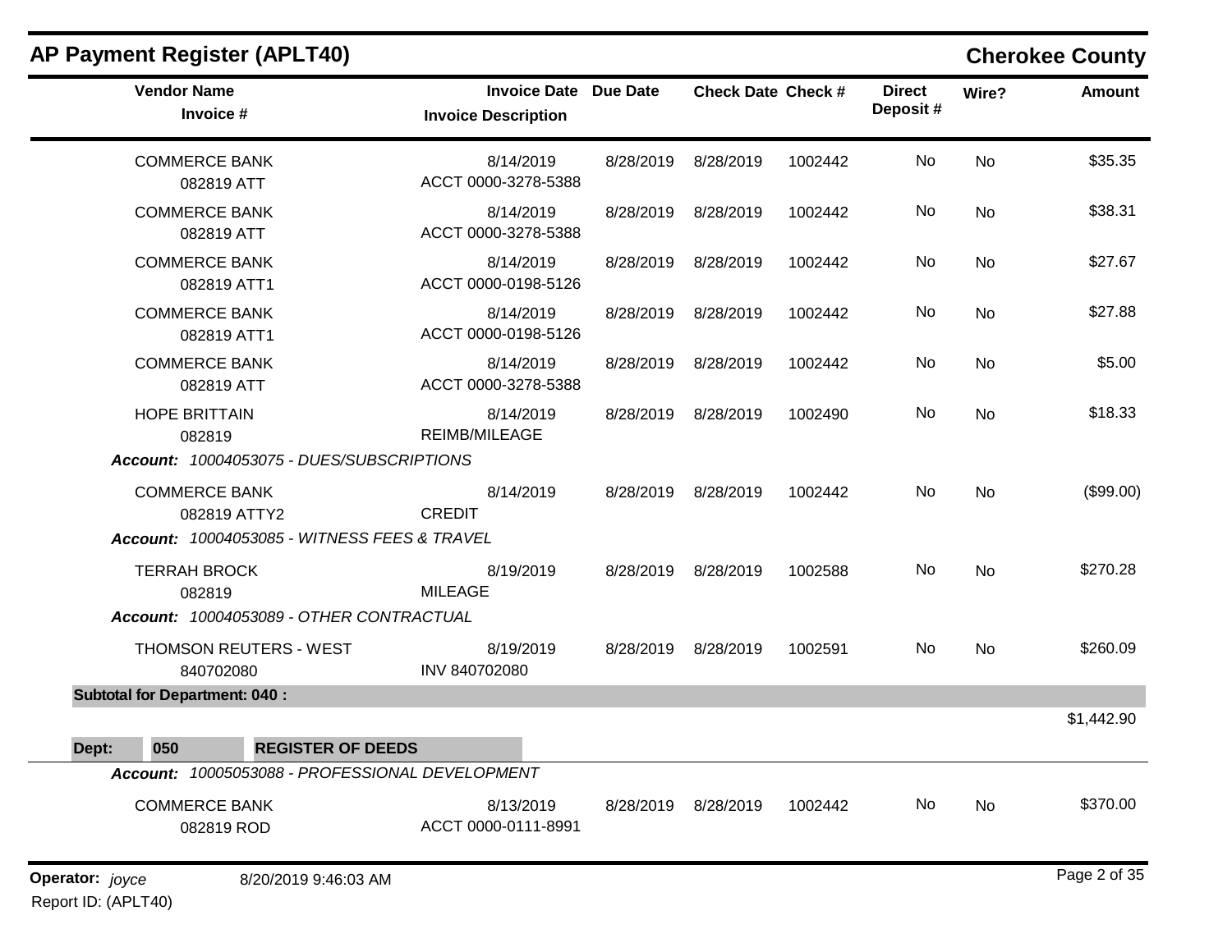## AP Payment Register (APLT40)

**Cherokee County**

| Vendor Name / Invoice # | Invoice Date / Invoice Description | Due Date | Check Date | Check # | Direct Deposit # | Wire? | Amount |
|---|---|---|---|---|---|---|---|
| COMMERCE BANK 082819 ATT | 8/14/2019 ACCT 0000-3278-5388 | 8/28/2019 | 8/28/2019 | 1002442 | No | No | $35.35 |
| COMMERCE BANK 082819 ATT | 8/14/2019 ACCT 0000-3278-5388 | 8/28/2019 | 8/28/2019 | 1002442 | No | No | $38.31 |
| COMMERCE BANK 082819 ATT1 | 8/14/2019 ACCT 0000-0198-5126 | 8/28/2019 | 8/28/2019 | 1002442 | No | No | $27.67 |
| COMMERCE BANK 082819 ATT1 | 8/14/2019 ACCT 0000-0198-5126 | 8/28/2019 | 8/28/2019 | 1002442 | No | No | $27.88 |
| COMMERCE BANK 082819 ATT | 8/14/2019 ACCT 0000-3278-5388 | 8/28/2019 | 8/28/2019 | 1002442 | No | No | $5.00 |
| HOPE BRITTAIN 082819 | 8/14/2019 REIMB/MILEAGE | 8/28/2019 | 8/28/2019 | 1002490 | No | No | $18.33 |
| ***Account:* 10004053075 - DUES/SUBSCRIPTIONS** | | | | | | | |
| COMMERCE BANK 082819 ATTY2 | 8/14/2019 CREDIT | 8/28/2019 | 8/28/2019 | 1002442 | No | No | ($99.00) |
| ***Account:* 10004053085 - WITNESS FEES & TRAVEL** | | | | | | | |
| TERRAH BROCK 082819 | 8/19/2019 MILEAGE | 8/28/2019 | 8/28/2019 | 1002588 | No | No | $270.28 |
| ***Account:* 10004053089 - OTHER CONTRACTUAL** | | | | | | | |
| THOMSON REUTERS - WEST 840702080 | 8/19/2019 INV 840702080 | 8/28/2019 | 8/28/2019 | 1002591 | No | No | $260.09 |
| **Subtotal for Department: 040 :** | | | | | | | $1,442.90 |
| **Dept: 050 REGISTER OF DEEDS** | | | | | | | |
| ***Account:* 10005053088 - PROFESSIONAL DEVELOPMENT** | | | | | | | |
| COMMERCE BANK 082819 ROD | 8/13/2019 ACCT 0000-0111-8991 | 8/28/2019 | 8/28/2019 | 1002442 | No | No | $370.00 |

**Operator:** *joyce* 8/20/2019 9:46:03 AM

Report ID: (APLT40)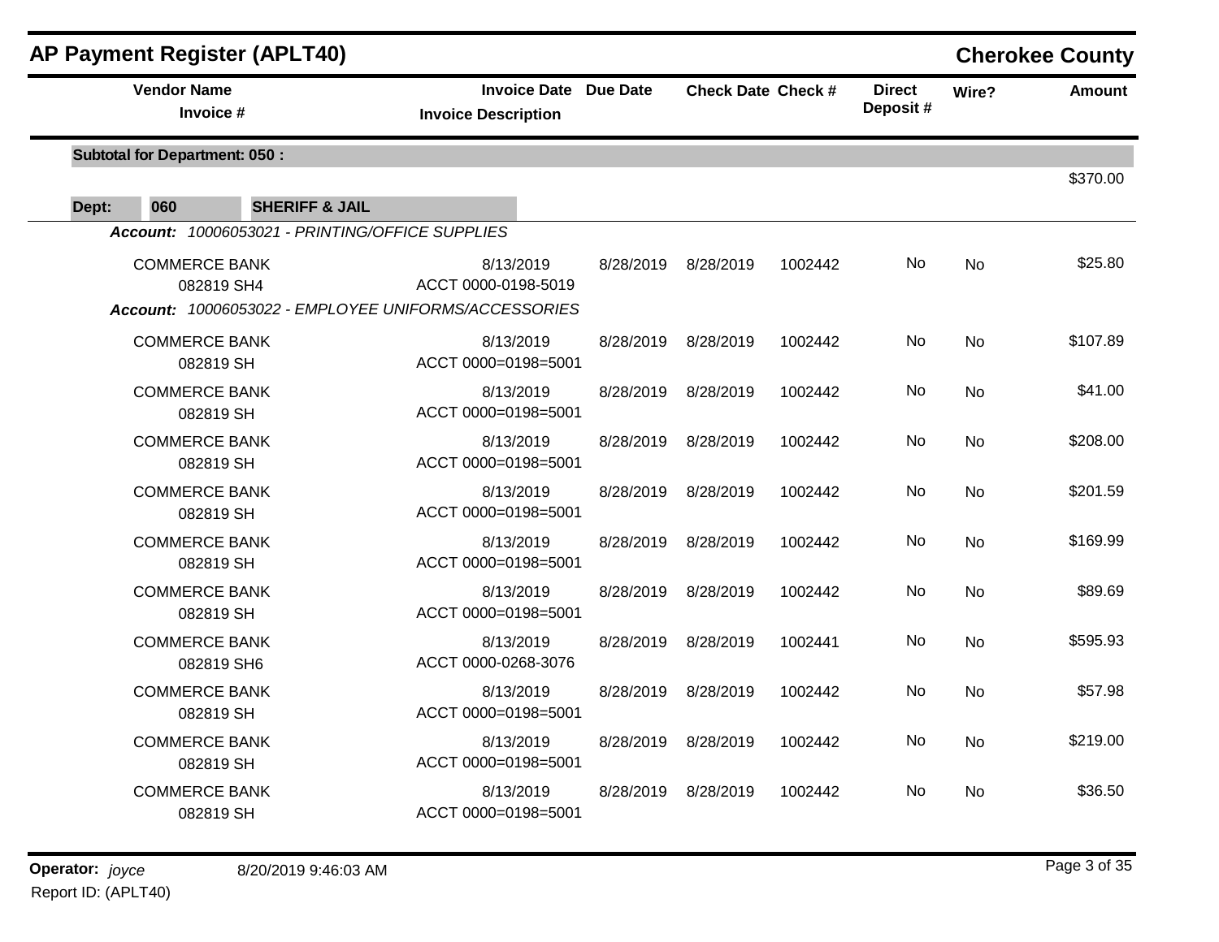## AP Payment Register (APLT40)

**Cherokee County**

| Vendor Name / Invoice # | Invoice Date / Invoice Description | Due Date | Check Date | Check # | Direct Deposit # | Wire? | Amount |
|---|---|---|---|---|---|---|---|
| **Subtotal for Department: 050 :** | | | | | | | $370.00 |
| **Dept: 060 SHERIFF & JAIL** | | | | | | | |
| ***Account:*** *10006053021 - PRINTING/OFFICE SUPPLIES* | | | | | | | |
| COMMERCE BANK 082819 SH4 | 8/13/2019 ACCT 0000-0198-5019 | 8/28/2019 | 8/28/2019 | 1002442 | No | No | $25.80 |
| ***Account:*** *10006053022 - EMPLOYEE UNIFORMS/ACCESSORIES* | | | | | | | |
| COMMERCE BANK 082819 SH | 8/13/2019 ACCT 0000=0198=5001 | 8/28/2019 | 8/28/2019 | 1002442 | No | No | $107.89 |
| COMMERCE BANK 082819 SH | 8/13/2019 ACCT 0000=0198=5001 | 8/28/2019 | 8/28/2019 | 1002442 | No | No | $41.00 |
| COMMERCE BANK 082819 SH | 8/13/2019 ACCT 0000=0198=5001 | 8/28/2019 | 8/28/2019 | 1002442 | No | No | $208.00 |
| COMMERCE BANK 082819 SH | 8/13/2019 ACCT 0000=0198=5001 | 8/28/2019 | 8/28/2019 | 1002442 | No | No | $201.59 |
| COMMERCE BANK 082819 SH | 8/13/2019 ACCT 0000=0198=5001 | 8/28/2019 | 8/28/2019 | 1002442 | No | No | $169.99 |
| COMMERCE BANK 082819 SH | 8/13/2019 ACCT 0000=0198=5001 | 8/28/2019 | 8/28/2019 | 1002442 | No | No | $89.69 |
| COMMERCE BANK 082819 SH6 | 8/13/2019 ACCT 0000-0268-3076 | 8/28/2019 | 8/28/2019 | 1002441 | No | No | $595.93 |
| COMMERCE BANK 082819 SH | 8/13/2019 ACCT 0000=0198=5001 | 8/28/2019 | 8/28/2019 | 1002442 | No | No | $57.98 |
| COMMERCE BANK 082819 SH | 8/13/2019 ACCT 0000=0198=5001 | 8/28/2019 | 8/28/2019 | 1002442 | No | No | $219.00 |
| COMMERCE BANK 082819 SH | 8/13/2019 ACCT 0000=0198=5001 | 8/28/2019 | 8/28/2019 | 1002442 | No | No | $36.50 |

**Operator:** *joyce* 8/20/2019 9:46:03 AM

Report ID: (APLT40)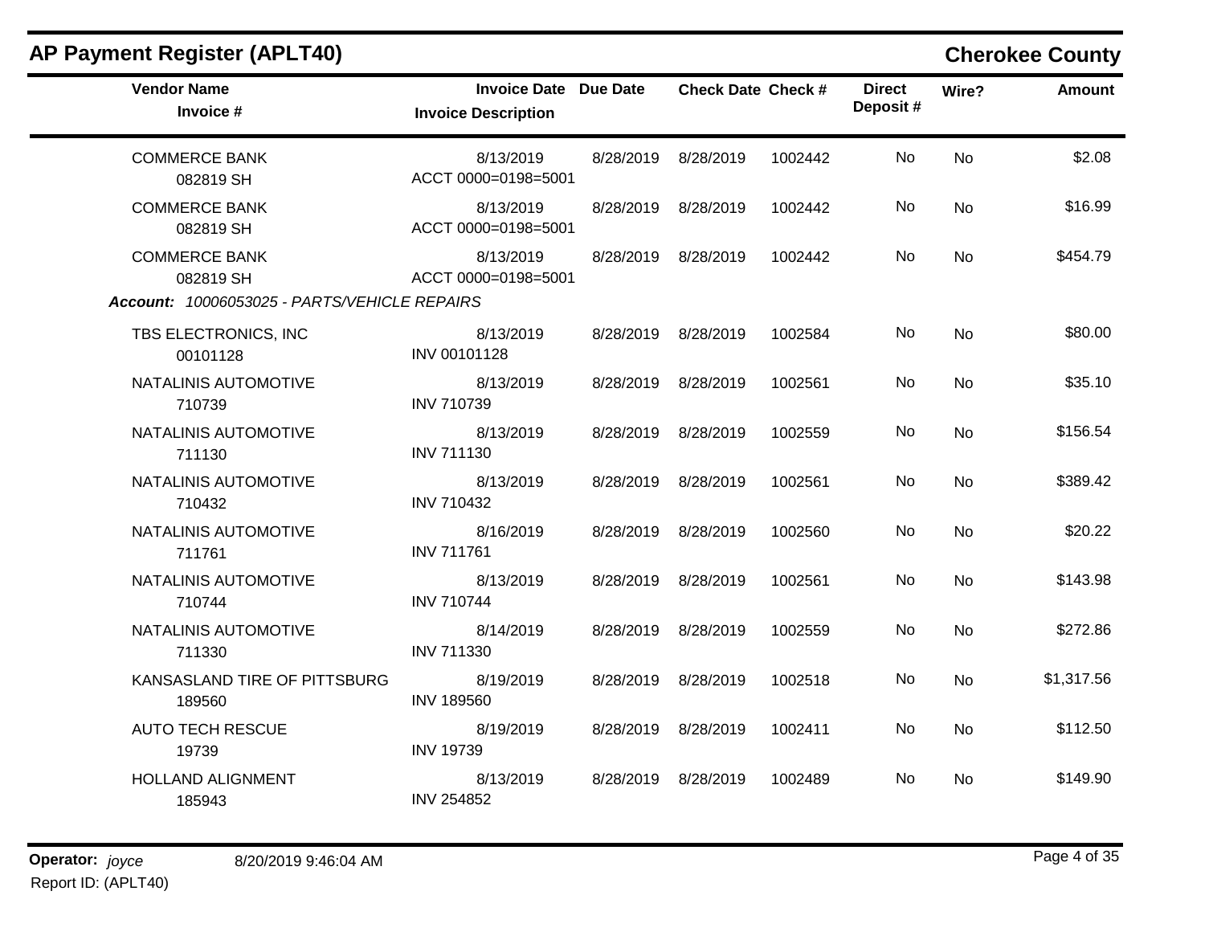## AP Payment Register (APLT40)

**Cherokee County**

| Vendor Name / Invoice # | Invoice Date / Invoice Description | Due Date | Check Date | Check # | Direct Deposit # | Wire? | Amount |
|---|---|---|---|---|---|---|---|
| COMMERCE BANK<br>082819 SH | 8/13/2019<br>ACCT 0000=0198=5001 | 8/28/2019 | 8/28/2019 | 1002442 | No | No | $2.08 |
| COMMERCE BANK<br>082819 SH | 8/13/2019<br>ACCT 0000=0198=5001 | 8/28/2019 | 8/28/2019 | 1002442 | No | No | $16.99 |
| COMMERCE BANK<br>082819 SH | 8/13/2019<br>ACCT 0000=0198=5001 | 8/28/2019 | 8/28/2019 | 1002442 | No | No | $454.79 |
| ***Account:*** *10006053025 - PARTS/VEHICLE REPAIRS* | | | | | | | |
| TBS ELECTRONICS, INC<br>00101128 | 8/13/2019<br>INV 00101128 | 8/28/2019 | 8/28/2019 | 1002584 | No | No | $80.00 |
| NATALINIS AUTOMOTIVE<br>710739 | 8/13/2019<br>INV 710739 | 8/28/2019 | 8/28/2019 | 1002561 | No | No | $35.10 |
| NATALINIS AUTOMOTIVE<br>711130 | 8/13/2019<br>INV 711130 | 8/28/2019 | 8/28/2019 | 1002559 | No | No | $156.54 |
| NATALINIS AUTOMOTIVE<br>710432 | 8/13/2019<br>INV 710432 | 8/28/2019 | 8/28/2019 | 1002561 | No | No | $389.42 |
| NATALINIS AUTOMOTIVE<br>711761 | 8/16/2019<br>INV 711761 | 8/28/2019 | 8/28/2019 | 1002560 | No | No | $20.22 |
| NATALINIS AUTOMOTIVE<br>710744 | 8/13/2019<br>INV 710744 | 8/28/2019 | 8/28/2019 | 1002561 | No | No | $143.98 |
| NATALINIS AUTOMOTIVE<br>711330 | 8/14/2019<br>INV 711330 | 8/28/2019 | 8/28/2019 | 1002559 | No | No | $272.86 |
| KANSASLAND TIRE OF PITTSBURG<br>189560 | 8/19/2019<br>INV 189560 | 8/28/2019 | 8/28/2019 | 1002518 | No | No | $1,317.56 |
| AUTO TECH RESCUE<br>19739 | 8/19/2019<br>INV 19739 | 8/28/2019 | 8/28/2019 | 1002411 | No | No | $112.50 |
| HOLLAND ALIGNMENT<br>185943 | 8/13/2019<br>INV 254852 | 8/28/2019 | 8/28/2019 | 1002489 | No | No | $149.90 |

**Operator:** *joyce* 8/20/2019 9:46:04 AM

Report ID: (APLT40)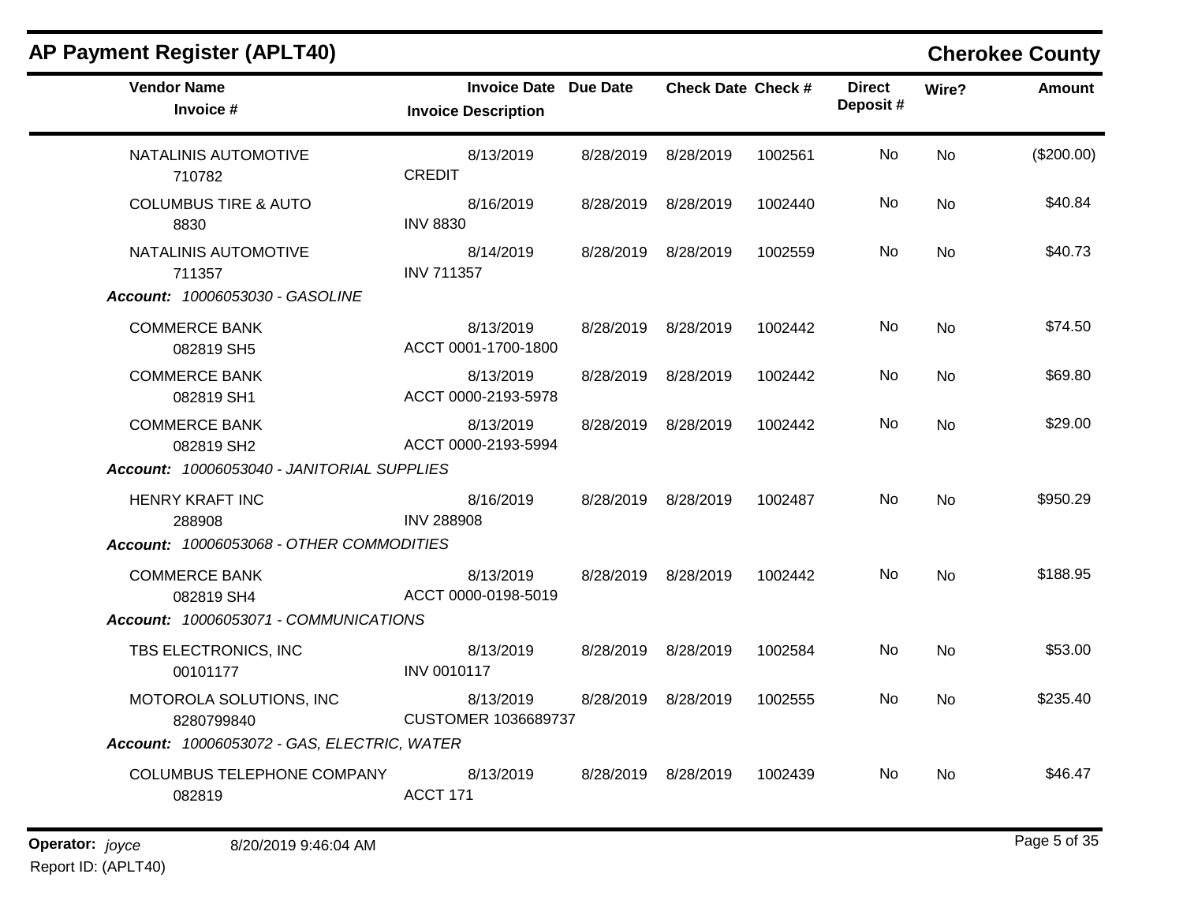## AP Payment Register (APLT40)

## Cherokee County

| Vendor Name / Invoice # | Invoice Date / Invoice Description | Due Date | Check Date | Check # | Direct Deposit # | Wire? | Amount |
|---|---|---|---|---|---|---|---|
| NATALINIS AUTOMOTIVE<br>710782 | 8/13/2019<br>CREDIT | 8/28/2019 | 8/28/2019 | 1002561 | No | No | ($200.00) |
| COLUMBUS TIRE & AUTO<br>8830 | 8/16/2019<br>INV 8830 | 8/28/2019 | 8/28/2019 | 1002440 | No | No | $40.84 |
| NATALINIS AUTOMOTIVE<br>711357 | 8/14/2019<br>INV 711357 | 8/28/2019 | 8/28/2019 | 1002559 | No | No | $40.73 |
| ***Account: 10006053030 - GASOLINE*** | | | | | | | |
| COMMERCE BANK<br>082819 SH5 | 8/13/2019<br>ACCT 0001-1700-1800 | 8/28/2019 | 8/28/2019 | 1002442 | No | No | $74.50 |
| COMMERCE BANK<br>082819 SH1 | 8/13/2019<br>ACCT 0000-2193-5978 | 8/28/2019 | 8/28/2019 | 1002442 | No | No | $69.80 |
| COMMERCE BANK<br>082819 SH2 | 8/13/2019<br>ACCT 0000-2193-5994 | 8/28/2019 | 8/28/2019 | 1002442 | No | No | $29.00 |
| ***Account: 10006053040 - JANITORIAL SUPPLIES*** | | | | | | | |
| HENRY KRAFT INC<br>288908 | 8/16/2019<br>INV 288908 | 8/28/2019 | 8/28/2019 | 1002487 | No | No | $950.29 |
| ***Account: 10006053068 - OTHER COMMODITIES*** | | | | | | | |
| COMMERCE BANK<br>082819 SH4 | 8/13/2019<br>ACCT 0000-0198-5019 | 8/28/2019 | 8/28/2019 | 1002442 | No | No | $188.95 |
| ***Account: 10006053071 - COMMUNICATIONS*** | | | | | | | |
| TBS ELECTRONICS, INC<br>00101177 | 8/13/2019<br>INV 0010117 | 8/28/2019 | 8/28/2019 | 1002584 | No | No | $53.00 |
| MOTOROLA SOLUTIONS, INC<br>8280799840 | 8/13/2019<br>CUSTOMER 1036689737 | 8/28/2019 | 8/28/2019 | 1002555 | No | No | $235.40 |
| ***Account: 10006053072 - GAS, ELECTRIC, WATER*** | | | | | | | |
| COLUMBUS TELEPHONE COMPANY<br>082819 | 8/13/2019<br>ACCT 171 | 8/28/2019 | 8/28/2019 | 1002439 | No | No | $46.47 |

**Operator:** *joyce* 8/20/2019 9:46:04 AM

Report ID: (APLT40)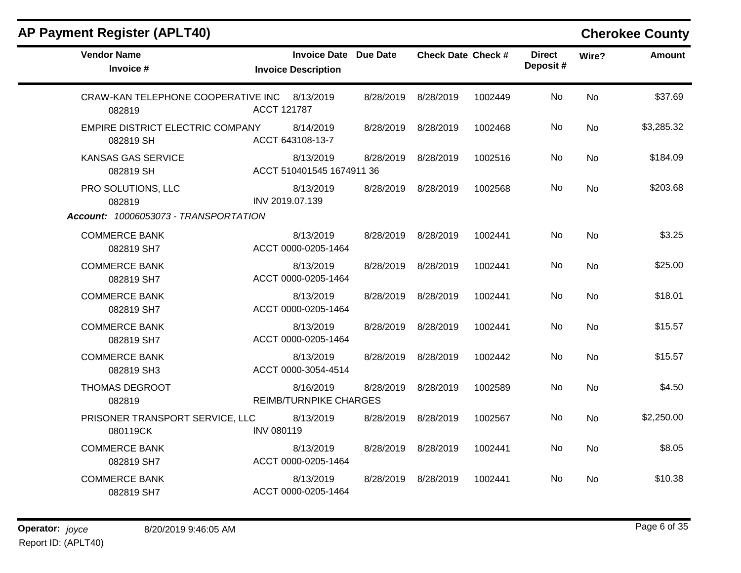## AP Payment Register (APLT40)

## Cherokee County

| Vendor Name / Invoice # | Invoice Date / Invoice Description | Due Date | Check Date | Check # | Direct Deposit # | Wire? | Amount |
|---|---|---|---|---|---|---|---|
| CRAW-KAN TELEPHONE COOPERATIVE INC 082819 | 8/13/2019 ACCT 121787 | 8/28/2019 | 8/28/2019 | 1002449 | No | No | $37.69 |
| EMPIRE DISTRICT ELECTRIC COMPANY 082819 SH | 8/14/2019 ACCT 643108-13-7 | 8/28/2019 | 8/28/2019 | 1002468 | No | No | $3,285.32 |
| KANSAS GAS SERVICE 082819 SH | 8/13/2019 ACCT 510401545 1674911 36 | 8/28/2019 | 8/28/2019 | 1002516 | No | No | $184.09 |
| PRO SOLUTIONS, LLC 082819 | 8/13/2019 INV 2019.07.139 | 8/28/2019 | 8/28/2019 | 1002568 | No | No | $203.68 |
| ***Account:* 10006053073 - TRANSPORTATION** | | | | | | | |
| COMMERCE BANK 082819 SH7 | 8/13/2019 ACCT 0000-0205-1464 | 8/28/2019 | 8/28/2019 | 1002441 | No | No | $3.25 |
| COMMERCE BANK 082819 SH7 | 8/13/2019 ACCT 0000-0205-1464 | 8/28/2019 | 8/28/2019 | 1002441 | No | No | $25.00 |
| COMMERCE BANK 082819 SH7 | 8/13/2019 ACCT 0000-0205-1464 | 8/28/2019 | 8/28/2019 | 1002441 | No | No | $18.01 |
| COMMERCE BANK 082819 SH7 | 8/13/2019 ACCT 0000-0205-1464 | 8/28/2019 | 8/28/2019 | 1002441 | No | No | $15.57 |
| COMMERCE BANK 082819 SH3 | 8/13/2019 ACCT 0000-3054-4514 | 8/28/2019 | 8/28/2019 | 1002442 | No | No | $15.57 |
| THOMAS DEGROOT 082819 | 8/16/2019 REIMB/TURNPIKE CHARGES | 8/28/2019 | 8/28/2019 | 1002589 | No | No | $4.50 |
| PRISONER TRANSPORT SERVICE, LLC 080119CK | 8/13/2019 INV 080119 | 8/28/2019 | 8/28/2019 | 1002567 | No | No | $2,250.00 |
| COMMERCE BANK 082819 SH7 | 8/13/2019 ACCT 0000-0205-1464 | 8/28/2019 | 8/28/2019 | 1002441 | No | No | $8.05 |
| COMMERCE BANK 082819 SH7 | 8/13/2019 ACCT 0000-0205-1464 | 8/28/2019 | 8/28/2019 | 1002441 | No | No | $10.38 |

**Operator:** *joyce* 8/20/2019 9:46:05 AM

Report ID: (APLT40)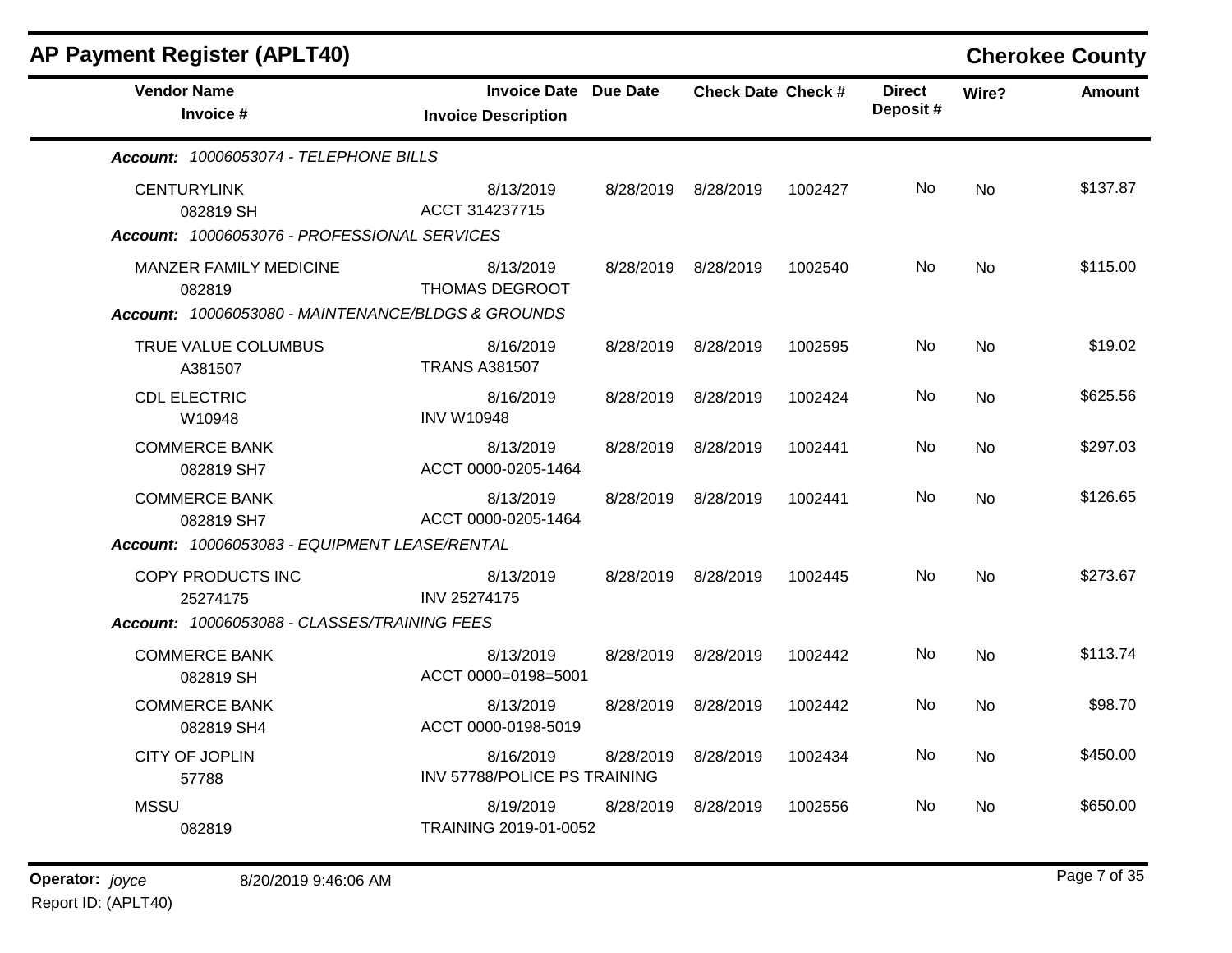## AP Payment Register (APLT40)

### Cherokee County

| Vendor Name / Invoice # | Invoice Date / Invoice Description | Due Date | Check Date | Check # | Direct Deposit # | Wire? | Amount |
|---|---|---|---|---|---|---|---|
| ***Account: 10006053074 - TELEPHONE BILLS*** | | | | | | | |
| CENTURYLINK 082819 SH | 8/13/2019 ACCT 314237715 | 8/28/2019 | 8/28/2019 | 1002427 | No | No | $137.87 |
| ***Account: 10006053076 - PROFESSIONAL SERVICES*** | | | | | | | |
| MANZER FAMILY MEDICINE 082819 | 8/13/2019 THOMAS DEGROOT | 8/28/2019 | 8/28/2019 | 1002540 | No | No | $115.00 |
| ***Account: 10006053080 - MAINTENANCE/BLDGS & GROUNDS*** | | | | | | | |
| TRUE VALUE COLUMBUS A381507 | 8/16/2019 TRANS A381507 | 8/28/2019 | 8/28/2019 | 1002595 | No | No | $19.02 |
| CDL ELECTRIC W10948 | 8/16/2019 INV W10948 | 8/28/2019 | 8/28/2019 | 1002424 | No | No | $625.56 |
| COMMERCE BANK 082819 SH7 | 8/13/2019 ACCT 0000-0205-1464 | 8/28/2019 | 8/28/2019 | 1002441 | No | No | $297.03 |
| COMMERCE BANK 082819 SH7 | 8/13/2019 ACCT 0000-0205-1464 | 8/28/2019 | 8/28/2019 | 1002441 | No | No | $126.65 |
| ***Account: 10006053083 - EQUIPMENT LEASE/RENTAL*** | | | | | | | |
| COPY PRODUCTS INC 25274175 | 8/13/2019 INV 25274175 | 8/28/2019 | 8/28/2019 | 1002445 | No | No | $273.67 |
| ***Account: 10006053088 - CLASSES/TRAINING FEES*** | | | | | | | |
| COMMERCE BANK 082819 SH | 8/13/2019 ACCT 0000=0198=5001 | 8/28/2019 | 8/28/2019 | 1002442 | No | No | $113.74 |
| COMMERCE BANK 082819 SH4 | 8/13/2019 ACCT 0000-0198-5019 | 8/28/2019 | 8/28/2019 | 1002442 | No | No | $98.70 |
| CITY OF JOPLIN 57788 | 8/16/2019 INV 57788/POLICE PS TRAINING | 8/28/2019 | 8/28/2019 | 1002434 | No | No | $450.00 |
| MSSU 082819 | 8/19/2019 TRAINING 2019-01-0052 | 8/28/2019 | 8/28/2019 | 1002556 | No | No | $650.00 |

**Operator:** *joyce* 8/20/2019 9:46:06 AM

Report ID: (APLT40)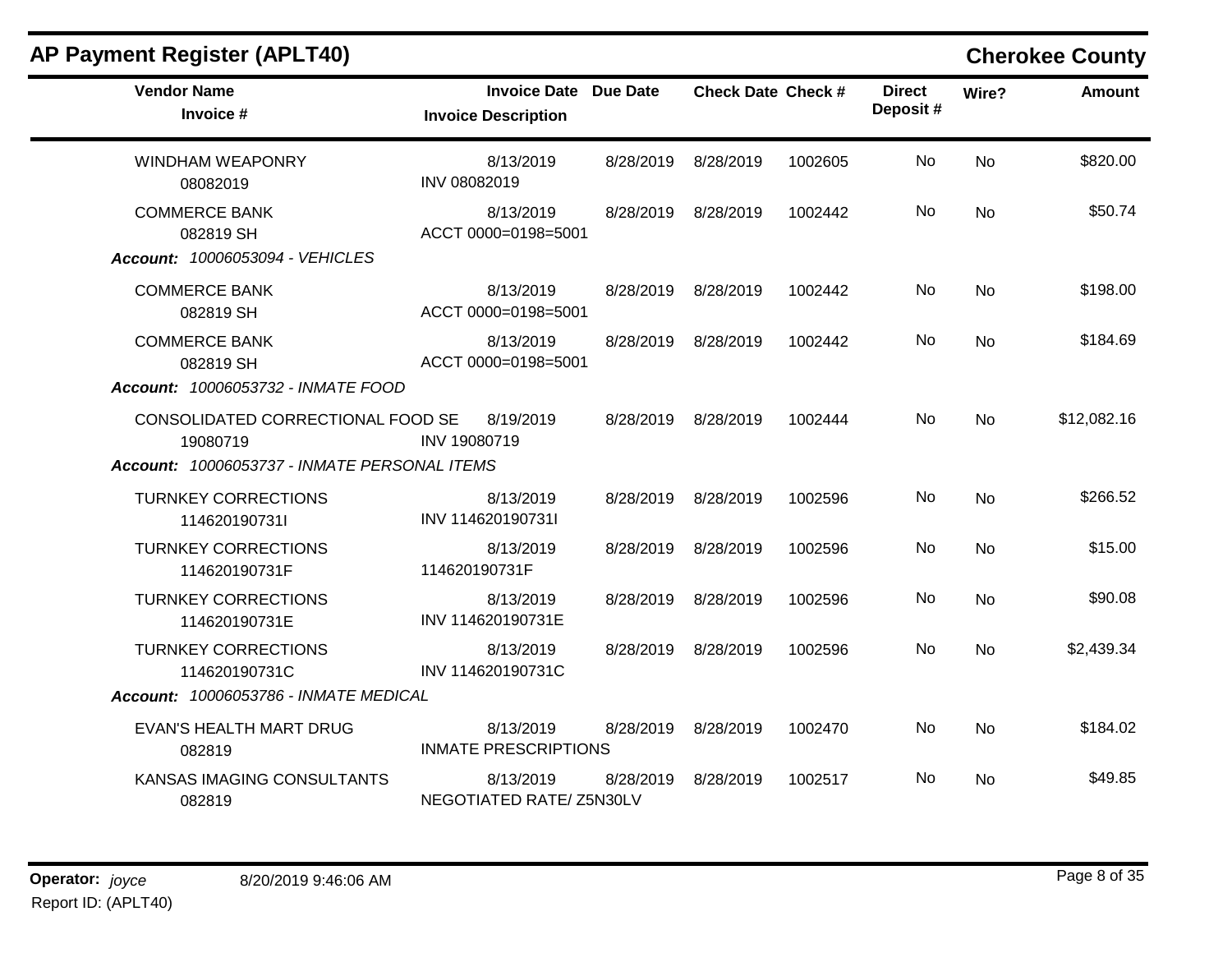# AP Payment Register (APLT40)

## Cherokee County

| Vendor Name / Invoice # | Invoice Date / Invoice Description | Due Date | Check Date | Check # | Direct Deposit # | Wire? | Amount |
|---|---|---|---|---|---|---|---|
| WINDHAM WEAPONRY 08082019 | 8/13/2019 INV 08082019 | 8/28/2019 | 8/28/2019 | 1002605 | No | No | $820.00 |
| COMMERCE BANK 082819 SH | 8/13/2019 ACCT 0000=0198=5001 | 8/28/2019 | 8/28/2019 | 1002442 | No | No | $50.74 |
| ***Account:*** *10006053094 - VEHICLES* | | | | | | | |
| COMMERCE BANK 082819 SH | 8/13/2019 ACCT 0000=0198=5001 | 8/28/2019 | 8/28/2019 | 1002442 | No | No | $198.00 |
| COMMERCE BANK 082819 SH | 8/13/2019 ACCT 0000=0198=5001 | 8/28/2019 | 8/28/2019 | 1002442 | No | No | $184.69 |
| ***Account:*** *10006053732 - INMATE FOOD* | | | | | | | |
| CONSOLIDATED CORRECTIONAL FOOD SE 19080719 | 8/19/2019 INV 19080719 | 8/28/2019 | 8/28/2019 | 1002444 | No | No | $12,082.16 |
| ***Account:*** *10006053737 - INMATE PERSONAL ITEMS* | | | | | | | |
| TURNKEY CORRECTIONS 114620190731I | 8/13/2019 INV 114620190731I | 8/28/2019 | 8/28/2019 | 1002596 | No | No | $266.52 |
| TURNKEY CORRECTIONS 114620190731F | 8/13/2019 114620190731F | 8/28/2019 | 8/28/2019 | 1002596 | No | No | $15.00 |
| TURNKEY CORRECTIONS 114620190731E | 8/13/2019 INV 114620190731E | 8/28/2019 | 8/28/2019 | 1002596 | No | No | $90.08 |
| TURNKEY CORRECTIONS 114620190731C | 8/13/2019 INV 114620190731C | 8/28/2019 | 8/28/2019 | 1002596 | No | No | $2,439.34 |
| ***Account:*** *10006053786 - INMATE MEDICAL* | | | | | | | |
| EVAN'S HEALTH MART DRUG 082819 | 8/13/2019 INMATE PRESCRIPTIONS | 8/28/2019 | 8/28/2019 | 1002470 | No | No | $184.02 |
| KANSAS IMAGING CONSULTANTS 082819 | 8/13/2019 NEGOTIATED RATE/ Z5N30LV | 8/28/2019 | 8/28/2019 | 1002517 | No | No | $49.85 |

**Operator:** *joyce* 8/20/2019 9:46:06 AM
Report ID: (APLT40)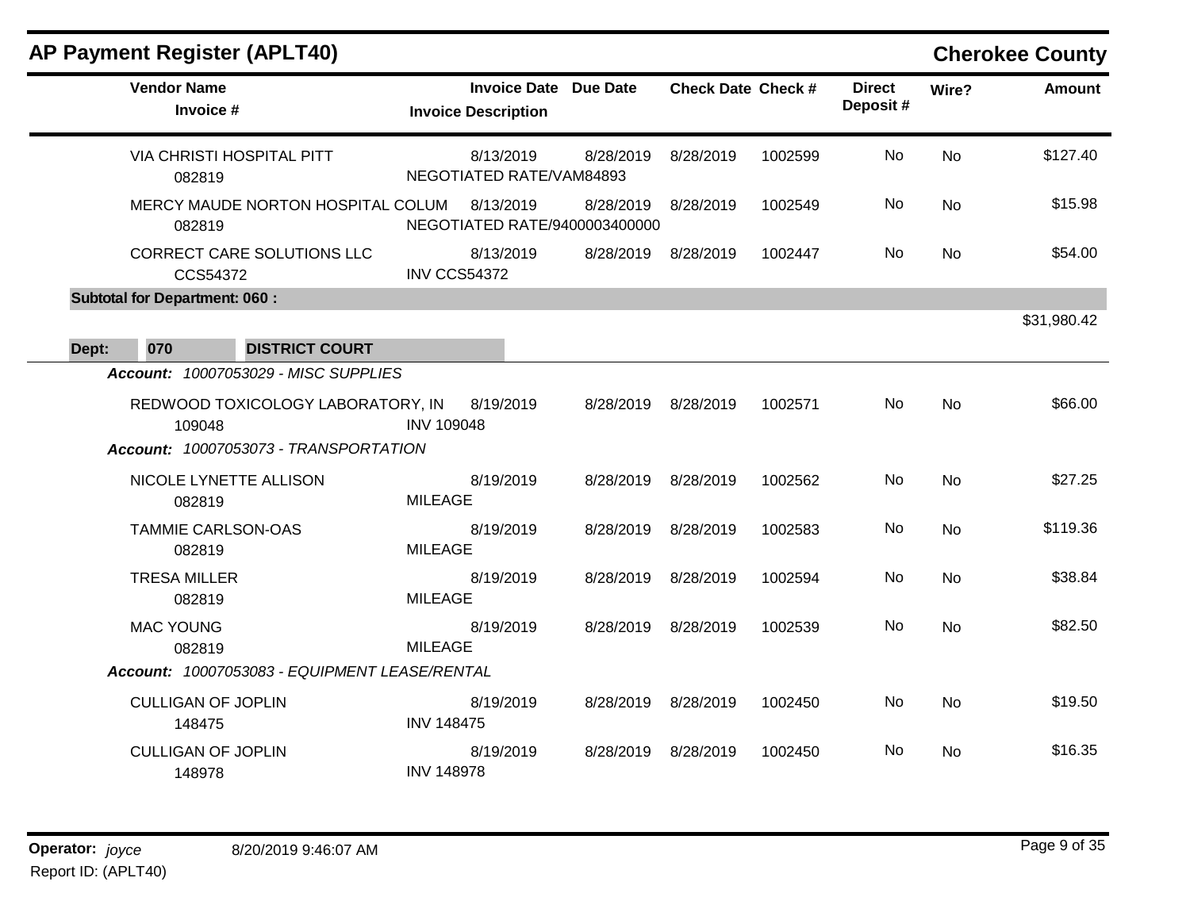# AP Payment Register (APLT40)

## Cherokee County

| Vendor Name / Invoice # | Invoice Date / Invoice Description | Due Date | Check Date | Check # | Direct Deposit # | Wire? | Amount |
|---|---|---|---|---|---|---|---|
| VIA CHRISTI HOSPITAL PITT<br>082819 | 8/13/2019<br>NEGOTIATED RATE/VAM84893 | 8/28/2019 | 8/28/2019 | 1002599 | No | No | $127.40 |
| MERCY MAUDE NORTON HOSPITAL COLUM<br>082819 | 8/13/2019<br>NEGOTIATED RATE/9400003400000 | 8/28/2019 | 8/28/2019 | 1002549 | No | No | $15.98 |
| CORRECT CARE SOLUTIONS LLC<br>CCS54372 | 8/13/2019<br>INV CCS54372 | 8/28/2019 | 8/28/2019 | 1002447 | No | No | $54.00 |
| **Subtotal for Department: 060 :** | | | | | | | $31,980.42 |

**Dept: 070 DISTRICT COURT**

*Account: 10007053029 - MISC SUPPLIES*

| Vendor Name / Invoice # | Invoice Date / Invoice Description | Due Date | Check Date | Check # | Direct Deposit # | Wire? | Amount |
|---|---|---|---|---|---|---|---|
| REDWOOD TOXICOLOGY LABORATORY, IN<br>109048 | 8/19/2019<br>INV 109048 | 8/28/2019 | 8/28/2019 | 1002571 | No | No | $66.00 |

*Account: 10007053073 - TRANSPORTATION*

| Vendor Name / Invoice # | Invoice Date / Invoice Description | Due Date | Check Date | Check # | Direct Deposit # | Wire? | Amount |
|---|---|---|---|---|---|---|---|
| NICOLE LYNETTE ALLISON<br>082819 | 8/19/2019<br>MILEAGE | 8/28/2019 | 8/28/2019 | 1002562 | No | No | $27.25 |
| TAMMIE CARLSON-OAS<br>082819 | 8/19/2019<br>MILEAGE | 8/28/2019 | 8/28/2019 | 1002583 | No | No | $119.36 |
| TRESA MILLER<br>082819 | 8/19/2019<br>MILEAGE | 8/28/2019 | 8/28/2019 | 1002594 | No | No | $38.84 |
| MAC YOUNG<br>082819 | 8/19/2019<br>MILEAGE | 8/28/2019 | 8/28/2019 | 1002539 | No | No | $82.50 |

*Account: 10007053083 - EQUIPMENT LEASE/RENTAL*

| Vendor Name / Invoice # | Invoice Date / Invoice Description | Due Date | Check Date | Check # | Direct Deposit # | Wire? | Amount |
|---|---|---|---|---|---|---|---|
| CULLIGAN OF JOPLIN<br>148475 | 8/19/2019<br>INV 148475 | 8/28/2019 | 8/28/2019 | 1002450 | No | No | $19.50 |
| CULLIGAN OF JOPLIN<br>148978 | 8/19/2019<br>INV 148978 | 8/28/2019 | 8/28/2019 | 1002450 | No | No | $16.35 |

**Operator:** *joyce* 8/20/2019 9:46:07 AM
Report ID: (APLT40)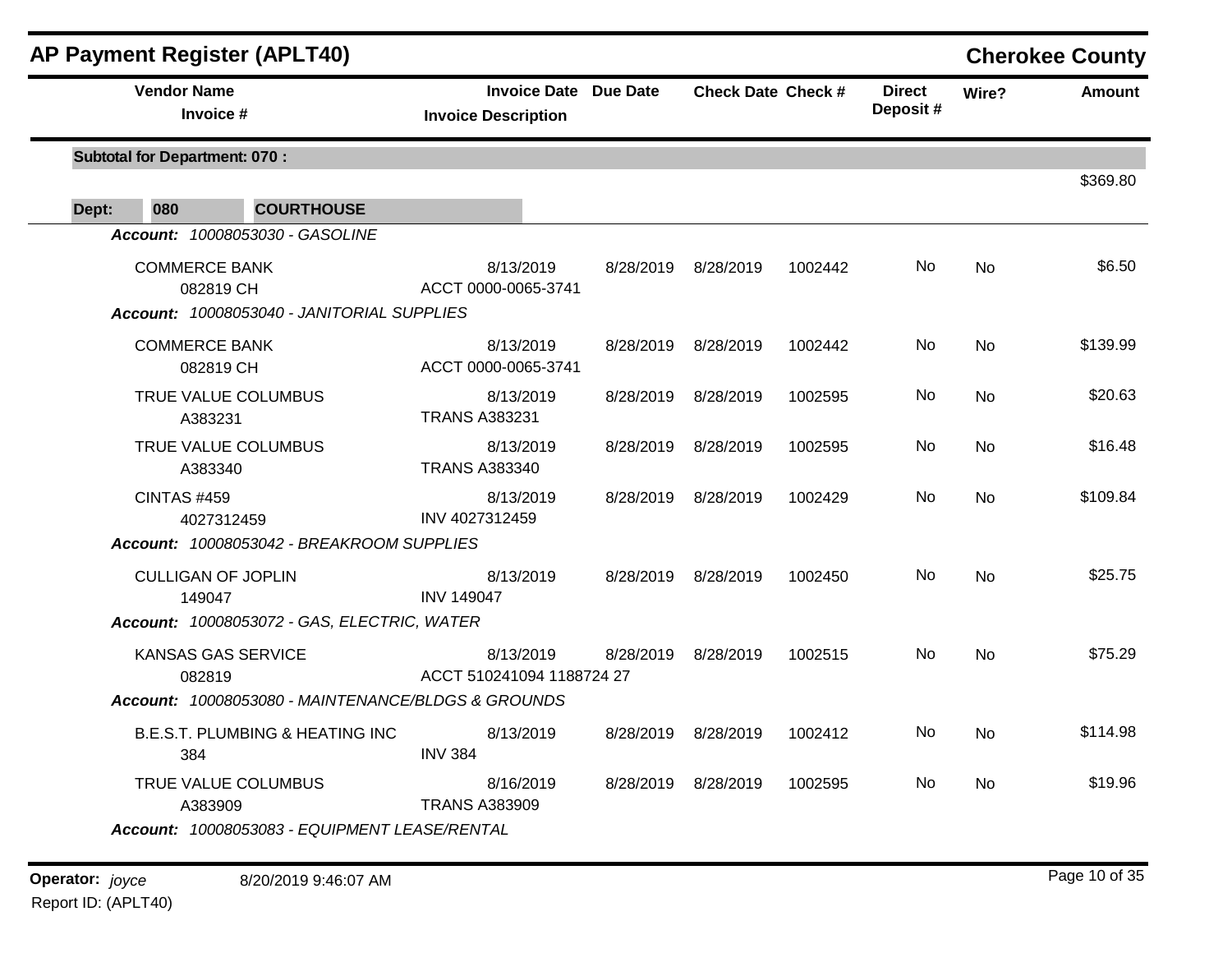# AP Payment Register (APLT40)

## Cherokee County

| Vendor Name / Invoice # | Invoice Date / Invoice Description | Due Date | Check Date | Check # | Direct Deposit # | Wire? | Amount |
|---|---|---|---|---|---|---|---|
| **Subtotal for Department: 070 :** | | | | | | | $369.80 |

**Dept: 080 COURTHOUSE**

*Account: 10008053030 - GASOLINE*

| Vendor Name / Invoice # | Invoice Date / Invoice Description | Due Date | Check Date | Check # | Direct Deposit # | Wire? | Amount |
|---|---|---|---|---|---|---|---|
| COMMERCE BANK<br>082819 CH | 8/13/2019<br>ACCT 0000-0065-3741 | 8/28/2019 | 8/28/2019 | 1002442 | No | No | $6.50 |

*Account: 10008053040 - JANITORIAL SUPPLIES*

| Vendor Name / Invoice # | Invoice Date / Invoice Description | Due Date | Check Date | Check # | Direct Deposit # | Wire? | Amount |
|---|---|---|---|---|---|---|---|
| COMMERCE BANK<br>082819 CH | 8/13/2019<br>ACCT 0000-0065-3741 | 8/28/2019 | 8/28/2019 | 1002442 | No | No | $139.99 |
| TRUE VALUE COLUMBUS<br>A383231 | 8/13/2019<br>TRANS A383231 | 8/28/2019 | 8/28/2019 | 1002595 | No | No | $20.63 |
| TRUE VALUE COLUMBUS<br>A383340 | 8/13/2019<br>TRANS A383340 | 8/28/2019 | 8/28/2019 | 1002595 | No | No | $16.48 |
| CINTAS #459<br>4027312459 | 8/13/2019<br>INV 4027312459 | 8/28/2019 | 8/28/2019 | 1002429 | No | No | $109.84 |

*Account: 10008053042 - BREAKROOM SUPPLIES*

| Vendor Name / Invoice # | Invoice Date / Invoice Description | Due Date | Check Date | Check # | Direct Deposit # | Wire? | Amount |
|---|---|---|---|---|---|---|---|
| CULLIGAN OF JOPLIN<br>149047 | 8/13/2019<br>INV 149047 | 8/28/2019 | 8/28/2019 | 1002450 | No | No | $25.75 |

*Account: 10008053072 - GAS, ELECTRIC, WATER*

| Vendor Name / Invoice # | Invoice Date / Invoice Description | Due Date | Check Date | Check # | Direct Deposit # | Wire? | Amount |
|---|---|---|---|---|---|---|---|
| KANSAS GAS SERVICE<br>082819 | 8/13/2019<br>ACCT 510241094 1188724 27 | 8/28/2019 | 8/28/2019 | 1002515 | No | No | $75.29 |

*Account: 10008053080 - MAINTENANCE/BLDGS & GROUNDS*

| Vendor Name / Invoice # | Invoice Date / Invoice Description | Due Date | Check Date | Check # | Direct Deposit # | Wire? | Amount |
|---|---|---|---|---|---|---|---|
| B.E.S.T. PLUMBING & HEATING INC<br>384 | 8/13/2019<br>INV 384 | 8/28/2019 | 8/28/2019 | 1002412 | No | No | $114.98 |
| TRUE VALUE COLUMBUS<br>A383909 | 8/16/2019<br>TRANS A383909 | 8/28/2019 | 8/28/2019 | 1002595 | No | No | $19.96 |

*Account: 10008053083 - EQUIPMENT LEASE/RENTAL*

Operator: *joyce* 8/20/2019 9:46:07 AM
Report ID: (APLT40)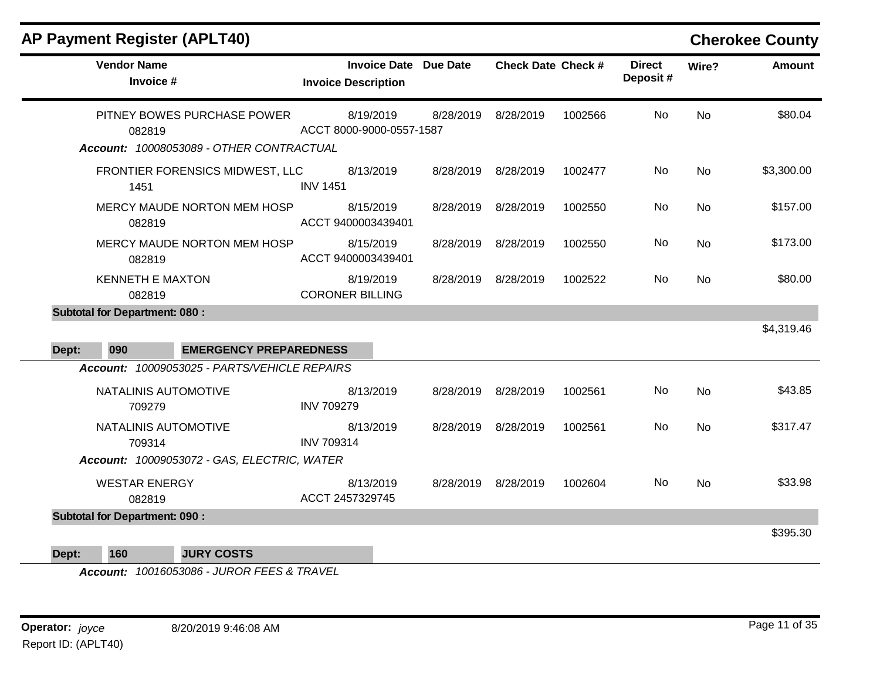## AP Payment Register (APLT40) — Cherokee County

| Vendor Name / Invoice # | Invoice Date / Invoice Description | Due Date | Check Date | Check # | Direct Deposit # | Wire? | Amount |
|---|---|---|---|---|---|---|---|
| PITNEY BOWES PURCHASE POWER / 082819 | 8/19/2019 / ACCT 8000-9000-0557-1587 | 8/28/2019 | 8/28/2019 | 1002566 | No | No | $80.04 |

***Account:*** *10008053089 - OTHER CONTRACTUAL*

| Vendor Name / Invoice # | Invoice Date / Invoice Description | Due Date | Check Date | Check # | Direct Deposit # | Wire? | Amount |
|---|---|---|---|---|---|---|---|
| FRONTIER FORENSICS MIDWEST, LLC / 1451 | 8/13/2019 / INV 1451 | 8/28/2019 | 8/28/2019 | 1002477 | No | No | $3,300.00 |
| MERCY MAUDE NORTON MEM HOSP / 082819 | 8/15/2019 / ACCT 9400003439401 | 8/28/2019 | 8/28/2019 | 1002550 | No | No | $157.00 |
| MERCY MAUDE NORTON MEM HOSP / 082819 | 8/15/2019 / ACCT 9400003439401 | 8/28/2019 | 8/28/2019 | 1002550 | No | No | $173.00 |
| KENNETH E MAXTON / 082819 | 8/19/2019 / CORONER BILLING | 8/28/2019 | 8/28/2019 | 1002522 | No | No | $80.00 |

**Subtotal for Department: 080 :** $4,319.46

**Dept: 090 EMERGENCY PREPAREDNESS**

***Account:*** *10009053025 - PARTS/VEHICLE REPAIRS*

| Vendor Name / Invoice # | Invoice Date / Invoice Description | Due Date | Check Date | Check # | Direct Deposit # | Wire? | Amount |
|---|---|---|---|---|---|---|---|
| NATALINIS AUTOMOTIVE / 709279 | 8/13/2019 / INV 709279 | 8/28/2019 | 8/28/2019 | 1002561 | No | No | $43.85 |
| NATALINIS AUTOMOTIVE / 709314 | 8/13/2019 / INV 709314 | 8/28/2019 | 8/28/2019 | 1002561 | No | No | $317.47 |

***Account:*** *10009053072 - GAS, ELECTRIC, WATER*

| Vendor Name / Invoice # | Invoice Date / Invoice Description | Due Date | Check Date | Check # | Direct Deposit # | Wire? | Amount |
|---|---|---|---|---|---|---|---|
| WESTAR ENERGY / 082819 | 8/13/2019 / ACCT 2457329745 | 8/28/2019 | 8/28/2019 | 1002604 | No | No | $33.98 |

**Subtotal for Department: 090 :** $395.30

**Dept: 160 JURY COSTS**

***Account:*** *10016053086 - JUROR FEES & TRAVEL*

**Operator:** *joyce* 8/20/2019 9:46:08 AM
Report ID: (APLT40)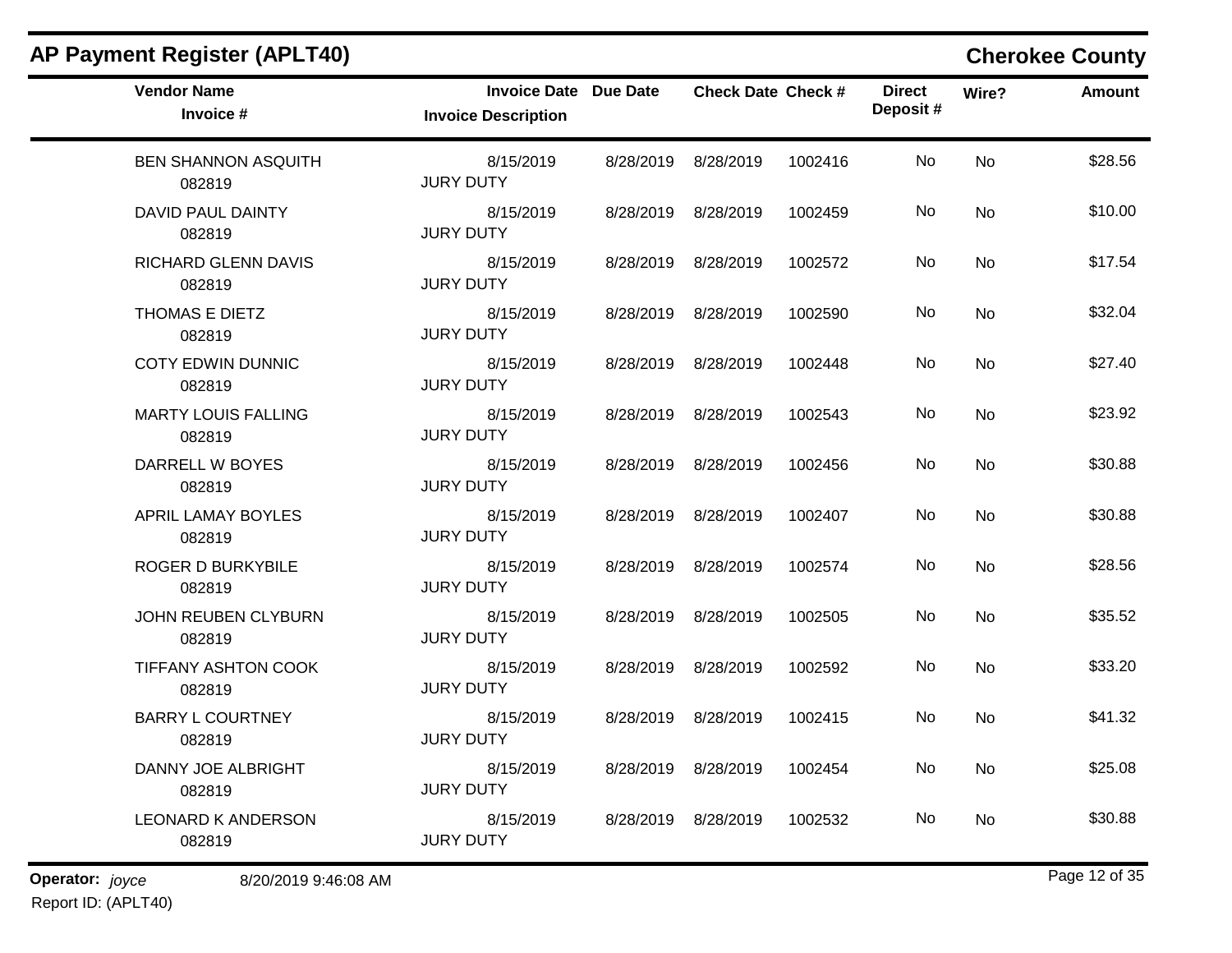# AP Payment Register (APLT40)

## Cherokee County

| Vendor Name<br>Invoice # | Invoice Date<br>Invoice Description | Due Date | Check Date | Check # | Direct Deposit # | Wire? | Amount |
|---|---|---|---|---|---|---|---|
| BEN SHANNON ASQUITH<br>082819 | 8/15/2019<br>JURY DUTY | 8/28/2019 | 8/28/2019 | 1002416 | No | No | $28.56 |
| DAVID PAUL DAINTY<br>082819 | 8/15/2019<br>JURY DUTY | 8/28/2019 | 8/28/2019 | 1002459 | No | No | $10.00 |
| RICHARD GLENN DAVIS<br>082819 | 8/15/2019<br>JURY DUTY | 8/28/2019 | 8/28/2019 | 1002572 | No | No | $17.54 |
| THOMAS E DIETZ<br>082819 | 8/15/2019<br>JURY DUTY | 8/28/2019 | 8/28/2019 | 1002590 | No | No | $32.04 |
| COTY EDWIN DUNNIC<br>082819 | 8/15/2019<br>JURY DUTY | 8/28/2019 | 8/28/2019 | 1002448 | No | No | $27.40 |
| MARTY LOUIS FALLING<br>082819 | 8/15/2019<br>JURY DUTY | 8/28/2019 | 8/28/2019 | 1002543 | No | No | $23.92 |
| DARRELL W BOYES<br>082819 | 8/15/2019<br>JURY DUTY | 8/28/2019 | 8/28/2019 | 1002456 | No | No | $30.88 |
| APRIL LAMAY BOYLES<br>082819 | 8/15/2019<br>JURY DUTY | 8/28/2019 | 8/28/2019 | 1002407 | No | No | $30.88 |
| ROGER D BURKYBILE<br>082819 | 8/15/2019<br>JURY DUTY | 8/28/2019 | 8/28/2019 | 1002574 | No | No | $28.56 |
| JOHN REUBEN CLYBURN<br>082819 | 8/15/2019<br>JURY DUTY | 8/28/2019 | 8/28/2019 | 1002505 | No | No | $35.52 |
| TIFFANY ASHTON COOK<br>082819 | 8/15/2019<br>JURY DUTY | 8/28/2019 | 8/28/2019 | 1002592 | No | No | $33.20 |
| BARRY L COURTNEY<br>082819 | 8/15/2019<br>JURY DUTY | 8/28/2019 | 8/28/2019 | 1002415 | No | No | $41.32 |
| DANNY JOE ALBRIGHT<br>082819 | 8/15/2019<br>JURY DUTY | 8/28/2019 | 8/28/2019 | 1002454 | No | No | $25.08 |
| LEONARD K ANDERSON<br>082819 | 8/15/2019<br>JURY DUTY | 8/28/2019 | 8/28/2019 | 1002532 | No | No | $30.88 |

**Operator:** *joyce* 8/20/2019 9:46:08 AM

Report ID: (APLT40)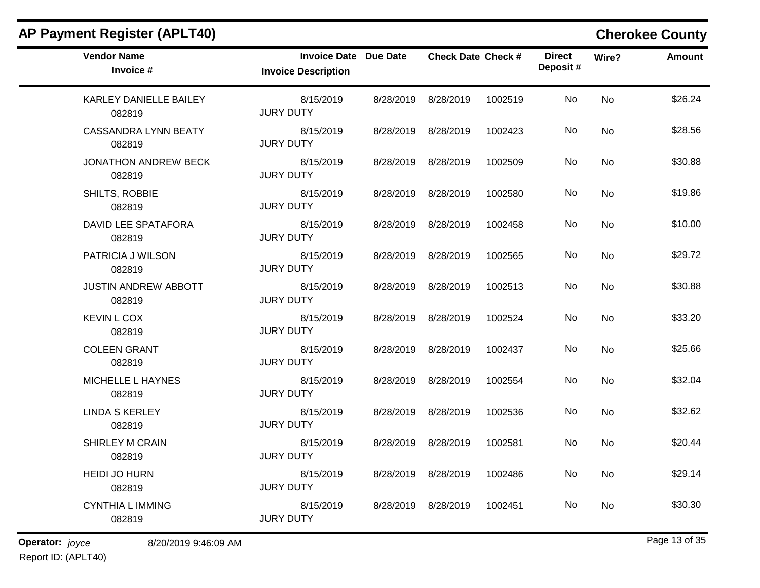# AP Payment Register (APLT40)

## Cherokee County

| Vendor Name / Invoice # | Invoice Date / Invoice Description | Due Date | Check Date | Check # | Direct Deposit # | Wire? | Amount |
|---|---|---|---|---|---|---|---|
| KARLEY DANIELLE BAILEY<br>082819 | 8/15/2019<br>JURY DUTY | 8/28/2019 | 8/28/2019 | 1002519 | No | No | $26.24 |
| CASSANDRA LYNN BEATY<br>082819 | 8/15/2019<br>JURY DUTY | 8/28/2019 | 8/28/2019 | 1002423 | No | No | $28.56 |
| JONATHON ANDREW BECK<br>082819 | 8/15/2019<br>JURY DUTY | 8/28/2019 | 8/28/2019 | 1002509 | No | No | $30.88 |
| SHILTS, ROBBIE<br>082819 | 8/15/2019<br>JURY DUTY | 8/28/2019 | 8/28/2019 | 1002580 | No | No | $19.86 |
| DAVID LEE SPATAFORA<br>082819 | 8/15/2019<br>JURY DUTY | 8/28/2019 | 8/28/2019 | 1002458 | No | No | $10.00 |
| PATRICIA J WILSON<br>082819 | 8/15/2019<br>JURY DUTY | 8/28/2019 | 8/28/2019 | 1002565 | No | No | $29.72 |
| JUSTIN ANDREW ABBOTT<br>082819 | 8/15/2019<br>JURY DUTY | 8/28/2019 | 8/28/2019 | 1002513 | No | No | $30.88 |
| KEVIN L COX<br>082819 | 8/15/2019<br>JURY DUTY | 8/28/2019 | 8/28/2019 | 1002524 | No | No | $33.20 |
| COLEEN GRANT<br>082819 | 8/15/2019<br>JURY DUTY | 8/28/2019 | 8/28/2019 | 1002437 | No | No | $25.66 |
| MICHELLE L HAYNES<br>082819 | 8/15/2019<br>JURY DUTY | 8/28/2019 | 8/28/2019 | 1002554 | No | No | $32.04 |
| LINDA S KERLEY<br>082819 | 8/15/2019<br>JURY DUTY | 8/28/2019 | 8/28/2019 | 1002536 | No | No | $32.62 |
| SHIRLEY M CRAIN<br>082819 | 8/15/2019<br>JURY DUTY | 8/28/2019 | 8/28/2019 | 1002581 | No | No | $20.44 |
| HEIDI JO HURN<br>082819 | 8/15/2019<br>JURY DUTY | 8/28/2019 | 8/28/2019 | 1002486 | No | No | $29.14 |
| CYNTHIA L IMMING<br>082819 | 8/15/2019<br>JURY DUTY | 8/28/2019 | 8/28/2019 | 1002451 | No | No | $30.30 |

**Operator:** *joyce* 8/20/2019 9:46:09 AM
Report ID: (APLT40)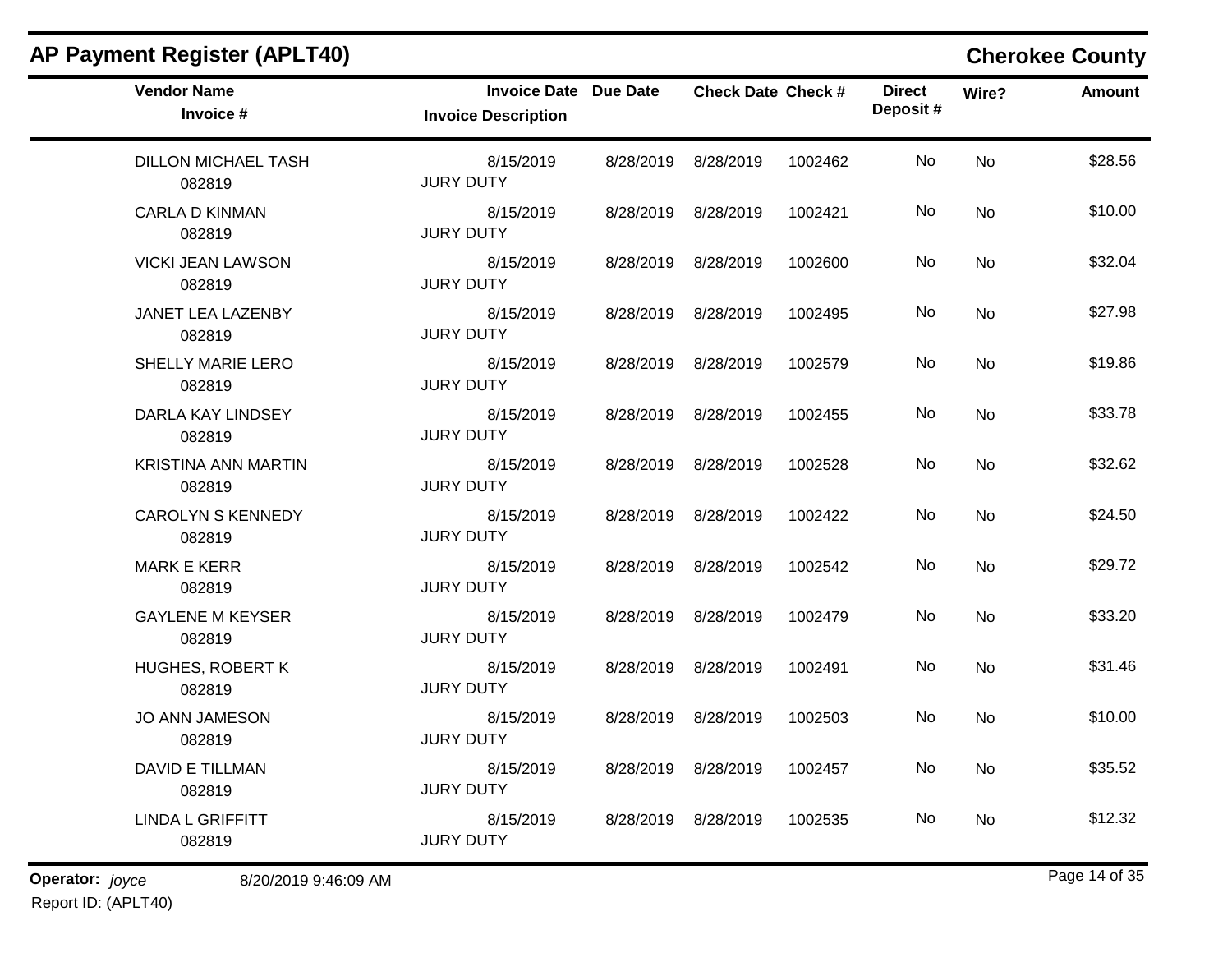## AP Payment Register (APLT40)

**Cherokee County**

| Vendor Name / Invoice # | Invoice Date / Invoice Description | Due Date | Check Date | Check # | Direct Deposit # | Wire? | Amount |
|---|---|---|---|---|---|---|---|
| DILLON MICHAEL TASH<br>082819 | 8/15/2019<br>JURY DUTY | 8/28/2019 | 8/28/2019 | 1002462 | No | No | $28.56 |
| CARLA D KINMAN<br>082819 | 8/15/2019<br>JURY DUTY | 8/28/2019 | 8/28/2019 | 1002421 | No | No | $10.00 |
| VICKI JEAN LAWSON<br>082819 | 8/15/2019<br>JURY DUTY | 8/28/2019 | 8/28/2019 | 1002600 | No | No | $32.04 |
| JANET LEA LAZENBY<br>082819 | 8/15/2019<br>JURY DUTY | 8/28/2019 | 8/28/2019 | 1002495 | No | No | $27.98 |
| SHELLY MARIE LERO<br>082819 | 8/15/2019<br>JURY DUTY | 8/28/2019 | 8/28/2019 | 1002579 | No | No | $19.86 |
| DARLA KAY LINDSEY<br>082819 | 8/15/2019<br>JURY DUTY | 8/28/2019 | 8/28/2019 | 1002455 | No | No | $33.78 |
| KRISTINA ANN MARTIN<br>082819 | 8/15/2019<br>JURY DUTY | 8/28/2019 | 8/28/2019 | 1002528 | No | No | $32.62 |
| CAROLYN S KENNEDY<br>082819 | 8/15/2019<br>JURY DUTY | 8/28/2019 | 8/28/2019 | 1002422 | No | No | $24.50 |
| MARK E KERR<br>082819 | 8/15/2019<br>JURY DUTY | 8/28/2019 | 8/28/2019 | 1002542 | No | No | $29.72 |
| GAYLENE M KEYSER<br>082819 | 8/15/2019<br>JURY DUTY | 8/28/2019 | 8/28/2019 | 1002479 | No | No | $33.20 |
| HUGHES, ROBERT K<br>082819 | 8/15/2019<br>JURY DUTY | 8/28/2019 | 8/28/2019 | 1002491 | No | No | $31.46 |
| JO ANN JAMESON<br>082819 | 8/15/2019<br>JURY DUTY | 8/28/2019 | 8/28/2019 | 1002503 | No | No | $10.00 |
| DAVID E TILLMAN<br>082819 | 8/15/2019<br>JURY DUTY | 8/28/2019 | 8/28/2019 | 1002457 | No | No | $35.52 |
| LINDA L GRIFFITT<br>082819 | 8/15/2019<br>JURY DUTY | 8/28/2019 | 8/28/2019 | 1002535 | No | No | $12.32 |

**Operator:** *joyce* 8/20/2019 9:46:09 AM

Report ID: (APLT40)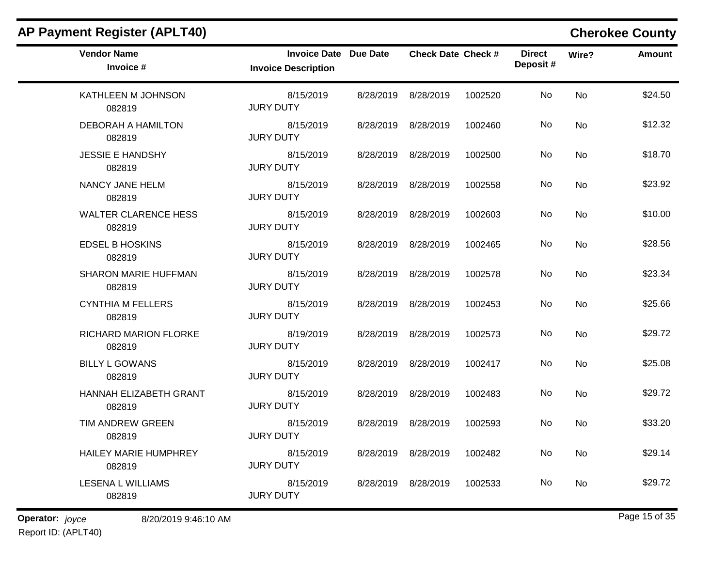## AP Payment Register (APLT40)

**Cherokee County**

| Vendor Name / Invoice # | Invoice Date / Invoice Description | Due Date | Check Date | Check # | Direct Deposit # | Wire? | Amount |
|---|---|---|---|---|---|---|---|
| KATHLEEN M JOHNSON<br>082819 | 8/15/2019<br>JURY DUTY | 8/28/2019 | 8/28/2019 | 1002520 | No | No | $24.50 |
| DEBORAH A HAMILTON<br>082819 | 8/15/2019<br>JURY DUTY | 8/28/2019 | 8/28/2019 | 1002460 | No | No | $12.32 |
| JESSIE E HANDSHY<br>082819 | 8/15/2019<br>JURY DUTY | 8/28/2019 | 8/28/2019 | 1002500 | No | No | $18.70 |
| NANCY JANE HELM<br>082819 | 8/15/2019<br>JURY DUTY | 8/28/2019 | 8/28/2019 | 1002558 | No | No | $23.92 |
| WALTER CLARENCE HESS<br>082819 | 8/15/2019<br>JURY DUTY | 8/28/2019 | 8/28/2019 | 1002603 | No | No | $10.00 |
| EDSEL B HOSKINS<br>082819 | 8/15/2019<br>JURY DUTY | 8/28/2019 | 8/28/2019 | 1002465 | No | No | $28.56 |
| SHARON MARIE HUFFMAN<br>082819 | 8/15/2019<br>JURY DUTY | 8/28/2019 | 8/28/2019 | 1002578 | No | No | $23.34 |
| CYNTHIA M FELLERS<br>082819 | 8/15/2019<br>JURY DUTY | 8/28/2019 | 8/28/2019 | 1002453 | No | No | $25.66 |
| RICHARD MARION FLORKE<br>082819 | 8/19/2019<br>JURY DUTY | 8/28/2019 | 8/28/2019 | 1002573 | No | No | $29.72 |
| BILLY L GOWANS<br>082819 | 8/15/2019<br>JURY DUTY | 8/28/2019 | 8/28/2019 | 1002417 | No | No | $25.08 |
| HANNAH ELIZABETH GRANT<br>082819 | 8/15/2019<br>JURY DUTY | 8/28/2019 | 8/28/2019 | 1002483 | No | No | $29.72 |
| TIM ANDREW GREEN<br>082819 | 8/15/2019<br>JURY DUTY | 8/28/2019 | 8/28/2019 | 1002593 | No | No | $33.20 |
| HAILEY MARIE HUMPHREY<br>082819 | 8/15/2019<br>JURY DUTY | 8/28/2019 | 8/28/2019 | 1002482 | No | No | $29.14 |
| LESENA L WILLIAMS<br>082819 | 8/15/2019<br>JURY DUTY | 8/28/2019 | 8/28/2019 | 1002533 | No | No | $29.72 |

**Operator:** *joyce* 8/20/2019 9:46:10 AM

Report ID: (APLT40)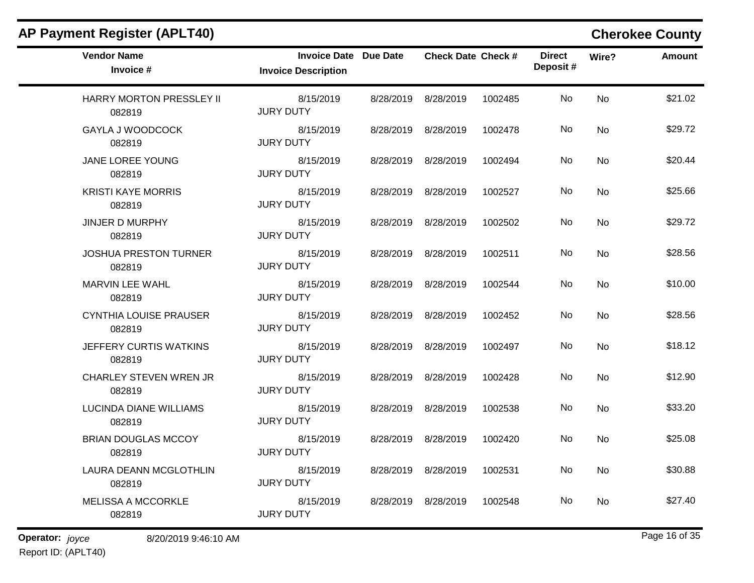## AP Payment Register (APLT40)

## Cherokee County

| Vendor Name / Invoice # | Invoice Date / Invoice Description | Due Date | Check Date | Check # | Direct Deposit # | Wire? | Amount |
|---|---|---|---|---|---|---|---|
| HARRY MORTON PRESSLEY II<br>082819 | 8/15/2019<br>JURY DUTY | 8/28/2019 | 8/28/2019 | 1002485 | No | No | $21.02 |
| GAYLA J WOODCOCK<br>082819 | 8/15/2019<br>JURY DUTY | 8/28/2019 | 8/28/2019 | 1002478 | No | No | $29.72 |
| JANE LOREE YOUNG<br>082819 | 8/15/2019<br>JURY DUTY | 8/28/2019 | 8/28/2019 | 1002494 | No | No | $20.44 |
| KRISTI KAYE MORRIS<br>082819 | 8/15/2019<br>JURY DUTY | 8/28/2019 | 8/28/2019 | 1002527 | No | No | $25.66 |
| JINJER D MURPHY<br>082819 | 8/15/2019<br>JURY DUTY | 8/28/2019 | 8/28/2019 | 1002502 | No | No | $29.72 |
| JOSHUA PRESTON TURNER<br>082819 | 8/15/2019<br>JURY DUTY | 8/28/2019 | 8/28/2019 | 1002511 | No | No | $28.56 |
| MARVIN LEE WAHL<br>082819 | 8/15/2019<br>JURY DUTY | 8/28/2019 | 8/28/2019 | 1002544 | No | No | $10.00 |
| CYNTHIA LOUISE PRAUSER<br>082819 | 8/15/2019<br>JURY DUTY | 8/28/2019 | 8/28/2019 | 1002452 | No | No | $28.56 |
| JEFFERY CURTIS WATKINS<br>082819 | 8/15/2019<br>JURY DUTY | 8/28/2019 | 8/28/2019 | 1002497 | No | No | $18.12 |
| CHARLEY STEVEN WREN JR<br>082819 | 8/15/2019<br>JURY DUTY | 8/28/2019 | 8/28/2019 | 1002428 | No | No | $12.90 |
| LUCINDA DIANE WILLIAMS<br>082819 | 8/15/2019<br>JURY DUTY | 8/28/2019 | 8/28/2019 | 1002538 | No | No | $33.20 |
| BRIAN DOUGLAS MCCOY<br>082819 | 8/15/2019<br>JURY DUTY | 8/28/2019 | 8/28/2019 | 1002420 | No | No | $25.08 |
| LAURA DEANN MCGLOTHLIN<br>082819 | 8/15/2019<br>JURY DUTY | 8/28/2019 | 8/28/2019 | 1002531 | No | No | $30.88 |
| MELISSA A MCCORKLE<br>082819 | 8/15/2019<br>JURY DUTY | 8/28/2019 | 8/28/2019 | 1002548 | No | No | $27.40 |

**Operator:** *joyce* 8/20/2019 9:46:10 AM

Report ID: (APLT40)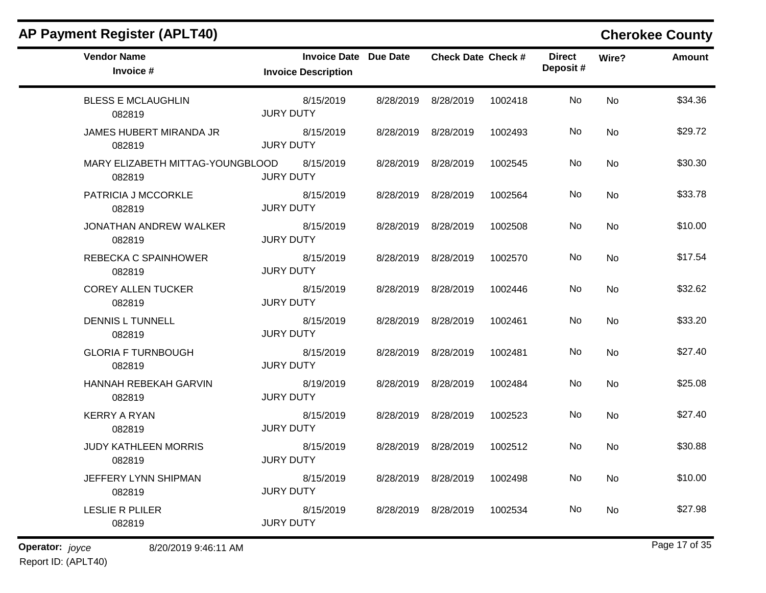## AP Payment Register (APLT40)

**Cherokee County**

| Vendor Name / Invoice # | Invoice Date / Invoice Description | Due Date | Check Date | Check # | Direct Deposit # | Wire? | Amount |
|---|---|---|---|---|---|---|---|
| BLESS E MCLAUGHLIN<br>082819 | 8/15/2019<br>JURY DUTY | 8/28/2019 | 8/28/2019 | 1002418 | No | No | $34.36 |
| JAMES HUBERT MIRANDA JR<br>082819 | 8/15/2019<br>JURY DUTY | 8/28/2019 | 8/28/2019 | 1002493 | No | No | $29.72 |
| MARY ELIZABETH MITTAG-YOUNGBLOOD<br>082819 | 8/15/2019<br>JURY DUTY | 8/28/2019 | 8/28/2019 | 1002545 | No | No | $30.30 |
| PATRICIA J MCCORKLE<br>082819 | 8/15/2019<br>JURY DUTY | 8/28/2019 | 8/28/2019 | 1002564 | No | No | $33.78 |
| JONATHAN ANDREW WALKER<br>082819 | 8/15/2019<br>JURY DUTY | 8/28/2019 | 8/28/2019 | 1002508 | No | No | $10.00 |
| REBECKA C SPAINHOWER<br>082819 | 8/15/2019<br>JURY DUTY | 8/28/2019 | 8/28/2019 | 1002570 | No | No | $17.54 |
| COREY ALLEN TUCKER<br>082819 | 8/15/2019<br>JURY DUTY | 8/28/2019 | 8/28/2019 | 1002446 | No | No | $32.62 |
| DENNIS L TUNNELL<br>082819 | 8/15/2019<br>JURY DUTY | 8/28/2019 | 8/28/2019 | 1002461 | No | No | $33.20 |
| GLORIA F TURNBOUGH<br>082819 | 8/15/2019<br>JURY DUTY | 8/28/2019 | 8/28/2019 | 1002481 | No | No | $27.40 |
| HANNAH REBEKAH GARVIN<br>082819 | 8/19/2019<br>JURY DUTY | 8/28/2019 | 8/28/2019 | 1002484 | No | No | $25.08 |
| KERRY A RYAN<br>082819 | 8/15/2019<br>JURY DUTY | 8/28/2019 | 8/28/2019 | 1002523 | No | No | $27.40 |
| JUDY KATHLEEN MORRIS<br>082819 | 8/15/2019<br>JURY DUTY | 8/28/2019 | 8/28/2019 | 1002512 | No | No | $30.88 |
| JEFFERY LYNN SHIPMAN<br>082819 | 8/15/2019<br>JURY DUTY | 8/28/2019 | 8/28/2019 | 1002498 | No | No | $10.00 |
| LESLIE R PLILER<br>082819 | 8/15/2019<br>JURY DUTY | 8/28/2019 | 8/28/2019 | 1002534 | No | No | $27.98 |

**Operator:** *joyce* 8/20/2019 9:46:11 AM

Report ID: (APLT40)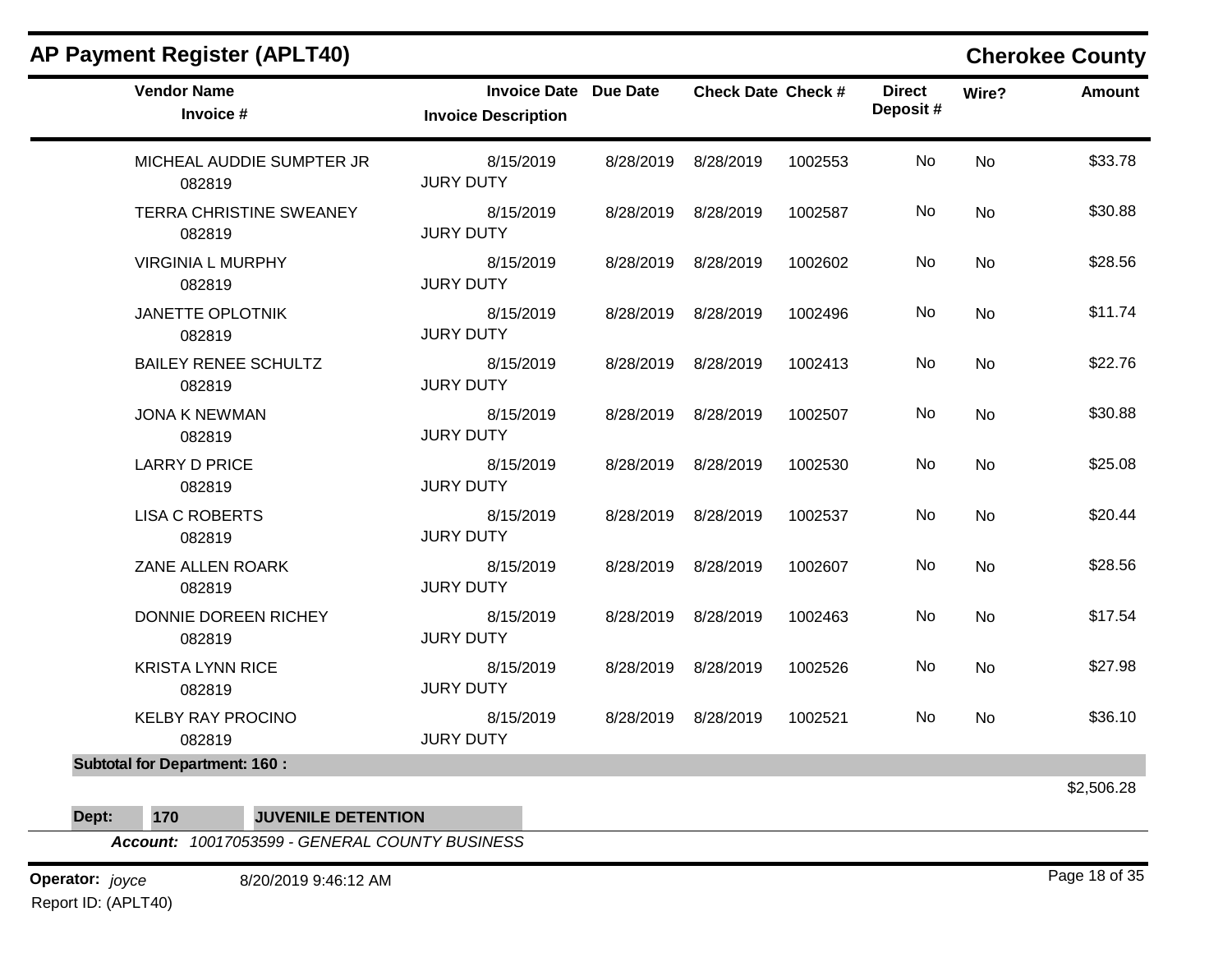# AP Payment Register (APLT40)

**Cherokee County**

| Vendor Name / Invoice # | Invoice Date / Invoice Description | Due Date | Check Date | Check # | Direct Deposit # | Wire? | Amount |
|---|---|---|---|---|---|---|---|
| MICHEAL AUDDIE SUMPTER JR<br>082819 | 8/15/2019<br>JURY DUTY | 8/28/2019 | 8/28/2019 | 1002553 | No | No | $33.78 |
| TERRA CHRISTINE SWEANEY<br>082819 | 8/15/2019<br>JURY DUTY | 8/28/2019 | 8/28/2019 | 1002587 | No | No | $30.88 |
| VIRGINIA L MURPHY<br>082819 | 8/15/2019<br>JURY DUTY | 8/28/2019 | 8/28/2019 | 1002602 | No | No | $28.56 |
| JANETTE OPLOTNIK<br>082819 | 8/15/2019<br>JURY DUTY | 8/28/2019 | 8/28/2019 | 1002496 | No | No | $11.74 |
| BAILEY RENEE SCHULTZ<br>082819 | 8/15/2019<br>JURY DUTY | 8/28/2019 | 8/28/2019 | 1002413 | No | No | $22.76 |
| JONA K NEWMAN<br>082819 | 8/15/2019<br>JURY DUTY | 8/28/2019 | 8/28/2019 | 1002507 | No | No | $30.88 |
| LARRY D PRICE<br>082819 | 8/15/2019<br>JURY DUTY | 8/28/2019 | 8/28/2019 | 1002530 | No | No | $25.08 |
| LISA C ROBERTS<br>082819 | 8/15/2019<br>JURY DUTY | 8/28/2019 | 8/28/2019 | 1002537 | No | No | $20.44 |
| ZANE ALLEN ROARK<br>082819 | 8/15/2019<br>JURY DUTY | 8/28/2019 | 8/28/2019 | 1002607 | No | No | $28.56 |
| DONNIE DOREEN RICHEY<br>082819 | 8/15/2019<br>JURY DUTY | 8/28/2019 | 8/28/2019 | 1002463 | No | No | $17.54 |
| KRISTA LYNN RICE<br>082819 | 8/15/2019<br>JURY DUTY | 8/28/2019 | 8/28/2019 | 1002526 | No | No | $27.98 |
| KELBY RAY PROCINO<br>082819 | 8/15/2019<br>JURY DUTY | 8/28/2019 | 8/28/2019 | 1002521 | No | No | $36.10 |
| **Subtotal for Department: 160 :** | | | | | | | $2,506.28 |

**Dept: 170 JUVENILE DETENTION**

***Account:*** *10017053599 - GENERAL COUNTY BUSINESS*

**Operator:** *joyce* 8/20/2019 9:46:12 AM

Report ID: (APLT40)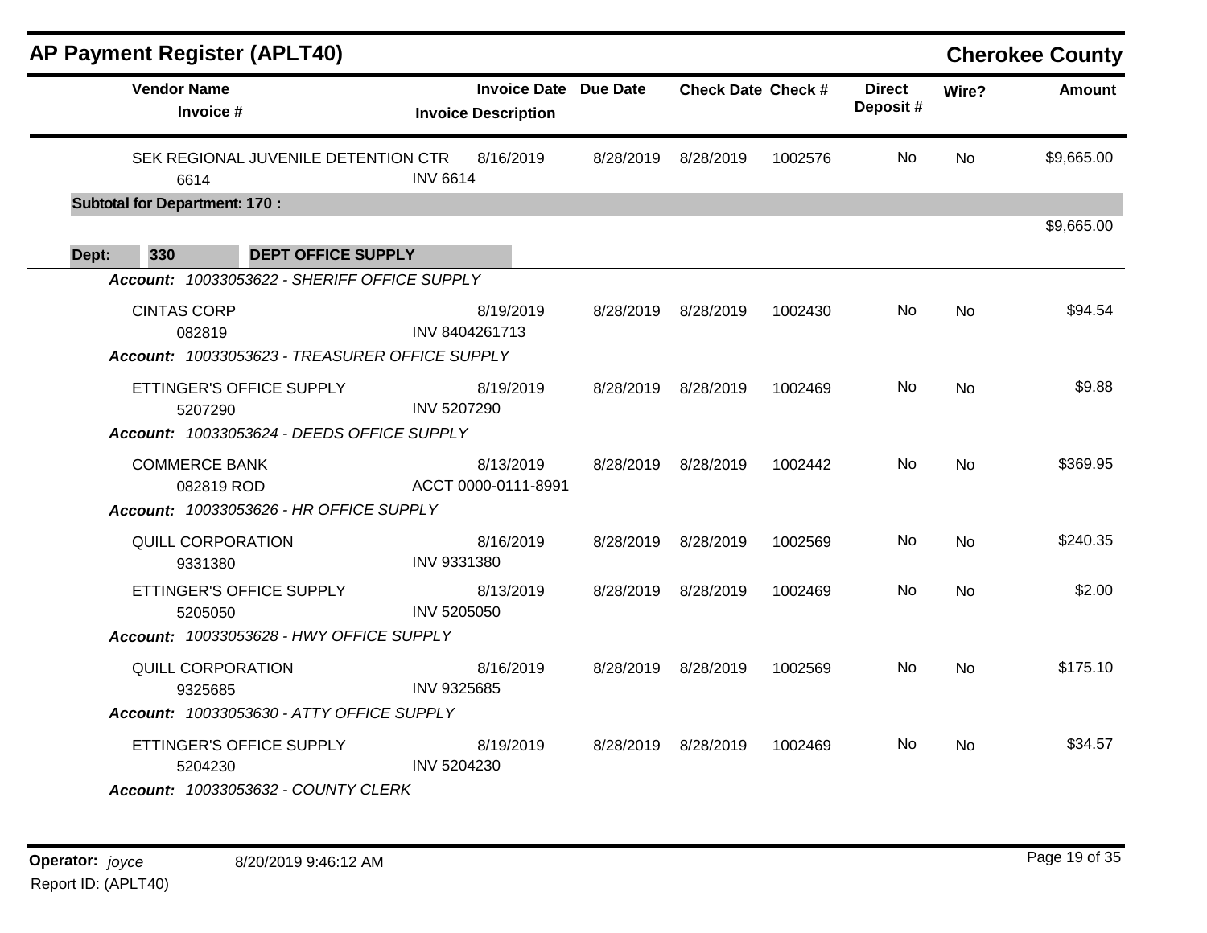## AP Payment Register (APLT40)

**Cherokee County**

| Vendor Name / Invoice # | Invoice Date / Invoice Description | Due Date | Check Date | Check # | Direct Deposit # | Wire? | Amount |
|---|---|---|---|---|---|---|---|
| SEK REGIONAL JUVENILE DETENTION CTR<br>6614 | 8/16/2019<br>INV 6614 | 8/28/2019 | 8/28/2019 | 1002576 | No | No | $9,665.00 |
| **Subtotal for Department: 170 :** | | | | | | | $9,665.00 |
| **Dept: 330 DEPT OFFICE SUPPLY** | | | | | | | |
| ***Account:*** *10033053622 - SHERIFF OFFICE SUPPLY* | | | | | | | |
| CINTAS CORP<br>082819 | 8/19/2019<br>INV 8404261713 | 8/28/2019 | 8/28/2019 | 1002430 | No | No | $94.54 |
| ***Account:*** *10033053623 - TREASURER OFFICE SUPPLY* | | | | | | | |
| ETTINGER'S OFFICE SUPPLY<br>5207290 | 8/19/2019<br>INV 5207290 | 8/28/2019 | 8/28/2019 | 1002469 | No | No | $9.88 |
| ***Account:*** *10033053624 - DEEDS OFFICE SUPPLY* | | | | | | | |
| COMMERCE BANK<br>082819 ROD | 8/13/2019<br>ACCT 0000-0111-8991 | 8/28/2019 | 8/28/2019 | 1002442 | No | No | $369.95 |
| ***Account:*** *10033053626 - HR OFFICE SUPPLY* | | | | | | | |
| QUILL CORPORATION<br>9331380 | 8/16/2019<br>INV 9331380 | 8/28/2019 | 8/28/2019 | 1002569 | No | No | $240.35 |
| ETTINGER'S OFFICE SUPPLY<br>5205050 | 8/13/2019<br>INV 5205050 | 8/28/2019 | 8/28/2019 | 1002469 | No | No | $2.00 |
| ***Account:*** *10033053628 - HWY OFFICE SUPPLY* | | | | | | | |
| QUILL CORPORATION<br>9325685 | 8/16/2019<br>INV 9325685 | 8/28/2019 | 8/28/2019 | 1002569 | No | No | $175.10 |
| ***Account:*** *10033053630 - ATTY OFFICE SUPPLY* | | | | | | | |
| ETTINGER'S OFFICE SUPPLY<br>5204230 | 8/19/2019<br>INV 5204230 | 8/28/2019 | 8/28/2019 | 1002469 | No | No | $34.57 |
| ***Account:*** *10033053632 - COUNTY CLERK* | | | | | | | |

**Operator:** *joyce* 8/20/2019 9:46:12 AM

Report ID: (APLT40)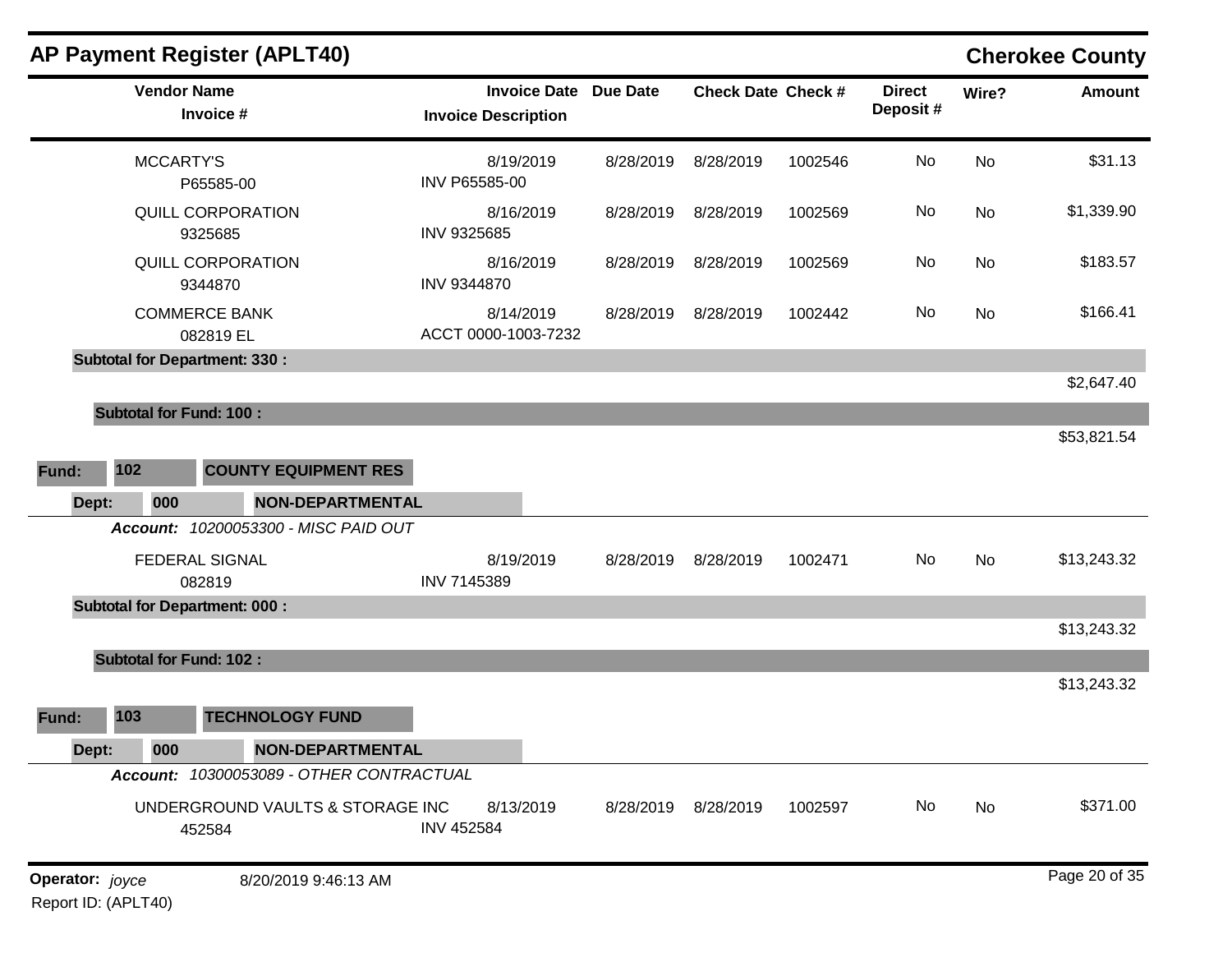## AP Payment Register (APLT40)

**Cherokee County**

| Vendor Name / Invoice # | Invoice Date / Invoice Description | Due Date | Check Date | Check # | Direct Deposit # | Wire? | Amount |
|---|---|---|---|---|---|---|---|
| MCCARTY'S<br>P65585-00 | 8/19/2019<br>INV P65585-00 | 8/28/2019 | 8/28/2019 | 1002546 | No | No | $31.13 |
| QUILL CORPORATION<br>9325685 | 8/16/2019<br>INV 9325685 | 8/28/2019 | 8/28/2019 | 1002569 | No | No | $1,339.90 |
| QUILL CORPORATION<br>9344870 | 8/16/2019<br>INV 9344870 | 8/28/2019 | 8/28/2019 | 1002569 | No | No | $183.57 |
| COMMERCE BANK<br>082819 EL | 8/14/2019<br>ACCT 0000-1003-7232 | 8/28/2019 | 8/28/2019 | 1002442 | No | No | $166.41 |
| **Subtotal for Department: 330 :** | | | | | | | $2,647.40 |
| **Subtotal for Fund: 100 :** | | | | | | | $53,821.54 |

**Fund:** 102 **COUNTY EQUIPMENT RES**

**Dept:** 000 **NON-DEPARTMENTAL**

***Account:*** *10200053300 - MISC PAID OUT*

| Vendor Name / Invoice # | Invoice Date / Invoice Description | Due Date | Check Date | Check # | Direct Deposit # | Wire? | Amount |
|---|---|---|---|---|---|---|---|
| FEDERAL SIGNAL<br>082819 | 8/19/2019<br>INV 7145389 | 8/28/2019 | 8/28/2019 | 1002471 | No | No | $13,243.32 |
| **Subtotal for Department: 000 :** | | | | | | | $13,243.32 |
| **Subtotal for Fund: 102 :** | | | | | | | $13,243.32 |

**Fund:** 103 **TECHNOLOGY FUND**

**Dept:** 000 **NON-DEPARTMENTAL**

***Account:*** *10300053089 - OTHER CONTRACTUAL*

| Vendor Name / Invoice # | Invoice Date / Invoice Description | Due Date | Check Date | Check # | Direct Deposit # | Wire? | Amount |
|---|---|---|---|---|---|---|---|
| UNDERGROUND VAULTS & STORAGE INC<br>452584 | 8/13/2019<br>INV 452584 | 8/28/2019 | 8/28/2019 | 1002597 | No | No | $371.00 |

**Operator:** *joyce* 8/20/2019 9:46:13 AM

Report ID: (APLT40)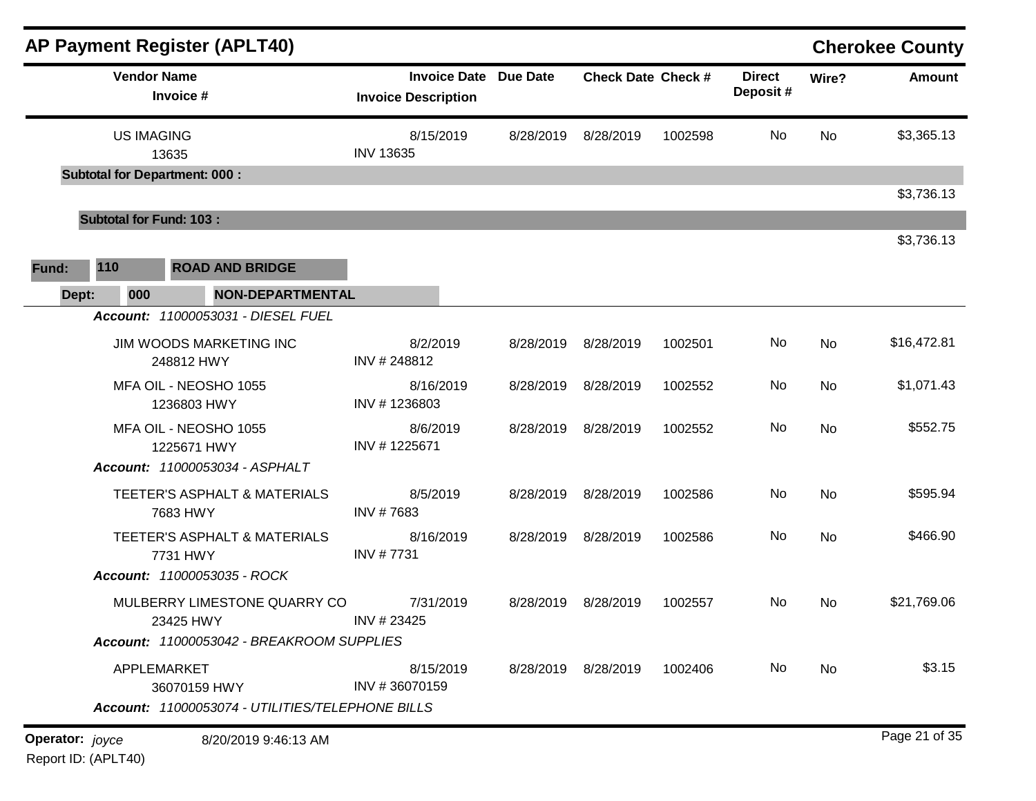## AP Payment Register (APLT40) — Cherokee County

| Vendor Name / Invoice # | Invoice Date / Invoice Description | Due Date | Check Date | Check # | Direct Deposit # | Wire? | Amount |
|---|---|---|---|---|---|---|---|
| US IMAGING<br>13635 | 8/15/2019<br>INV 13635 | 8/28/2019 | 8/28/2019 | 1002598 | No | No | $3,365.13 |
| **Subtotal for Department: 000 :** | | | | | | | $3,736.13 |
| **Subtotal for Fund: 103 :** | | | | | | | $3,736.13 |

**Fund: 110 ROAD AND BRIDGE**

**Dept: 000 NON-DEPARTMENTAL**

| Vendor Name / Invoice # | Invoice Date / Invoice Description | Due Date | Check Date | Check # | Direct Deposit # | Wire? | Amount |
|---|---|---|---|---|---|---|---|
| ***Account: 11000053031 - DIESEL FUEL*** | | | | | | | |
| JIM WOODS MARKETING INC<br>248812 HWY | 8/2/2019<br>INV # 248812 | 8/28/2019 | 8/28/2019 | 1002501 | No | No | $16,472.81 |
| MFA OIL - NEOSHO 1055<br>1236803 HWY | 8/16/2019<br>INV # 1236803 | 8/28/2019 | 8/28/2019 | 1002552 | No | No | $1,071.43 |
| MFA OIL - NEOSHO 1055<br>1225671 HWY | 8/6/2019<br>INV # 1225671 | 8/28/2019 | 8/28/2019 | 1002552 | No | No | $552.75 |
| ***Account: 11000053034 - ASPHALT*** | | | | | | | |
| TEETER'S ASPHALT & MATERIALS<br>7683 HWY | 8/5/2019<br>INV # 7683 | 8/28/2019 | 8/28/2019 | 1002586 | No | No | $595.94 |
| TEETER'S ASPHALT & MATERIALS<br>7731 HWY | 8/16/2019<br>INV # 7731 | 8/28/2019 | 8/28/2019 | 1002586 | No | No | $466.90 |
| ***Account: 11000053035 - ROCK*** | | | | | | | |
| MULBERRY LIMESTONE QUARRY CO<br>23425 HWY | 7/31/2019<br>INV # 23425 | 8/28/2019 | 8/28/2019 | 1002557 | No | No | $21,769.06 |
| ***Account: 11000053042 - BREAKROOM SUPPLIES*** | | | | | | | |
| APPLEMARKET<br>36070159 HWY | 8/15/2019<br>INV # 36070159 | 8/28/2019 | 8/28/2019 | 1002406 | No | No | $3.15 |
| ***Account: 11000053074 - UTILITIES/TELEPHONE BILLS*** | | | | | | | |

**Operator:** *joyce* 8/20/2019 9:46:13 AM

Report ID: (APLT40)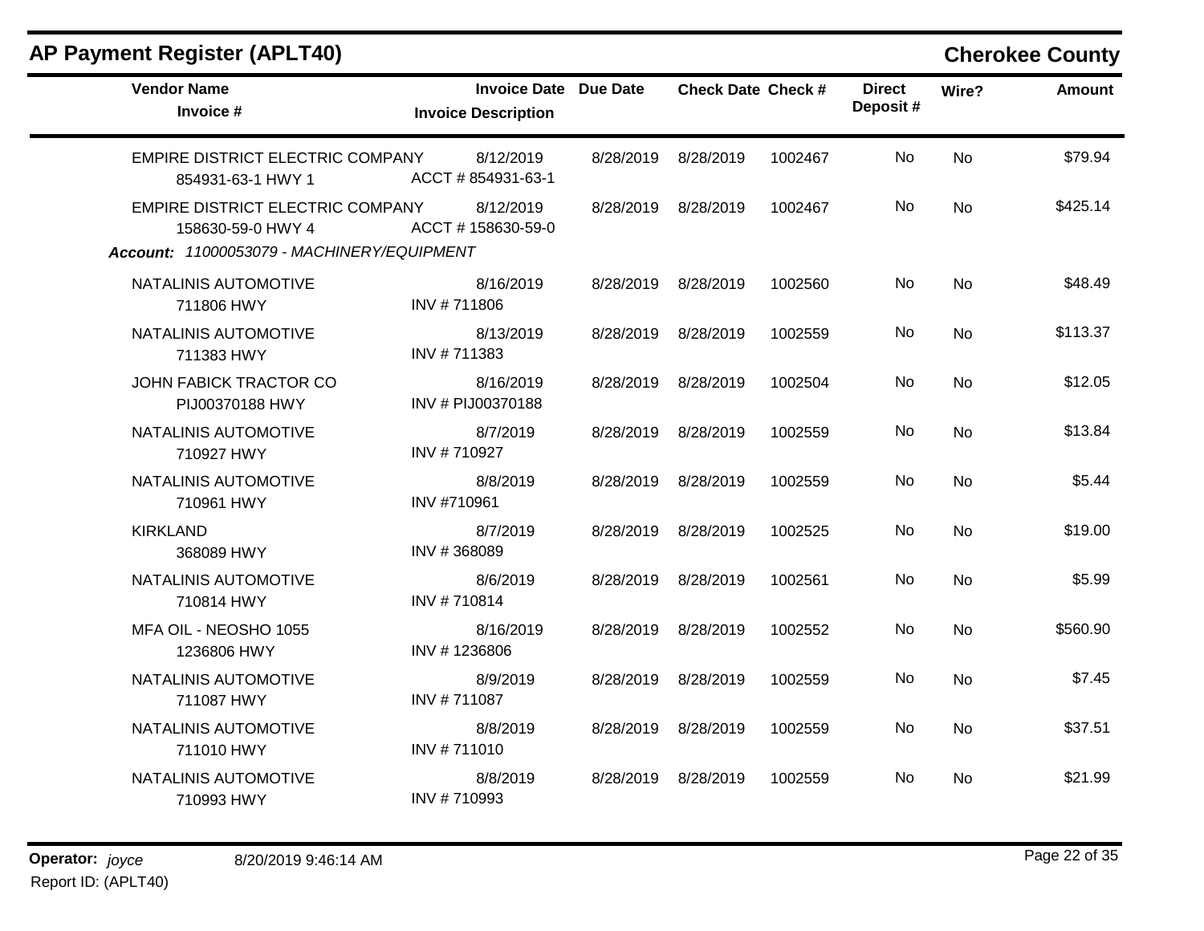## AP Payment Register (APLT40)

**Cherokee County**

| Vendor Name / Invoice # | Invoice Date / Invoice Description | Due Date | Check Date | Check # | Direct Deposit # | Wire? | Amount |
|---|---|---|---|---|---|---|---|
| EMPIRE DISTRICT ELECTRIC COMPANY<br>854931-63-1 HWY 1 | 8/12/2019<br>ACCT # 854931-63-1 | 8/28/2019 | 8/28/2019 | 1002467 | No | No | $79.94 |
| EMPIRE DISTRICT ELECTRIC COMPANY<br>158630-59-0 HWY 4 | 8/12/2019<br>ACCT # 158630-59-0 | 8/28/2019 | 8/28/2019 | 1002467 | No | No | $425.14 |
| ***Account:*** *11000053079 - MACHINERY/EQUIPMENT* | | | | | | | |
| NATALINIS AUTOMOTIVE<br>711806 HWY | 8/16/2019<br>INV # 711806 | 8/28/2019 | 8/28/2019 | 1002560 | No | No | $48.49 |
| NATALINIS AUTOMOTIVE<br>711383 HWY | 8/13/2019<br>INV # 711383 | 8/28/2019 | 8/28/2019 | 1002559 | No | No | $113.37 |
| JOHN FABICK TRACTOR CO<br>PIJ00370188 HWY | 8/16/2019<br>INV # PIJ00370188 | 8/28/2019 | 8/28/2019 | 1002504 | No | No | $12.05 |
| NATALINIS AUTOMOTIVE<br>710927 HWY | 8/7/2019<br>INV # 710927 | 8/28/2019 | 8/28/2019 | 1002559 | No | No | $13.84 |
| NATALINIS AUTOMOTIVE<br>710961 HWY | 8/8/2019<br>INV #710961 | 8/28/2019 | 8/28/2019 | 1002559 | No | No | $5.44 |
| KIRKLAND<br>368089 HWY | 8/7/2019<br>INV # 368089 | 8/28/2019 | 8/28/2019 | 1002525 | No | No | $19.00 |
| NATALINIS AUTOMOTIVE<br>710814 HWY | 8/6/2019<br>INV # 710814 | 8/28/2019 | 8/28/2019 | 1002561 | No | No | $5.99 |
| MFA OIL - NEOSHO 1055<br>1236806 HWY | 8/16/2019<br>INV # 1236806 | 8/28/2019 | 8/28/2019 | 1002552 | No | No | $560.90 |
| NATALINIS AUTOMOTIVE<br>711087 HWY | 8/9/2019<br>INV # 711087 | 8/28/2019 | 8/28/2019 | 1002559 | No | No | $7.45 |
| NATALINIS AUTOMOTIVE<br>711010 HWY | 8/8/2019<br>INV # 711010 | 8/28/2019 | 8/28/2019 | 1002559 | No | No | $37.51 |
| NATALINIS AUTOMOTIVE<br>710993 HWY | 8/8/2019<br>INV # 710993 | 8/28/2019 | 8/28/2019 | 1002559 | No | No | $21.99 |

**Operator:** *joyce* 8/20/2019 9:46:14 AM
Report ID: (APLT40)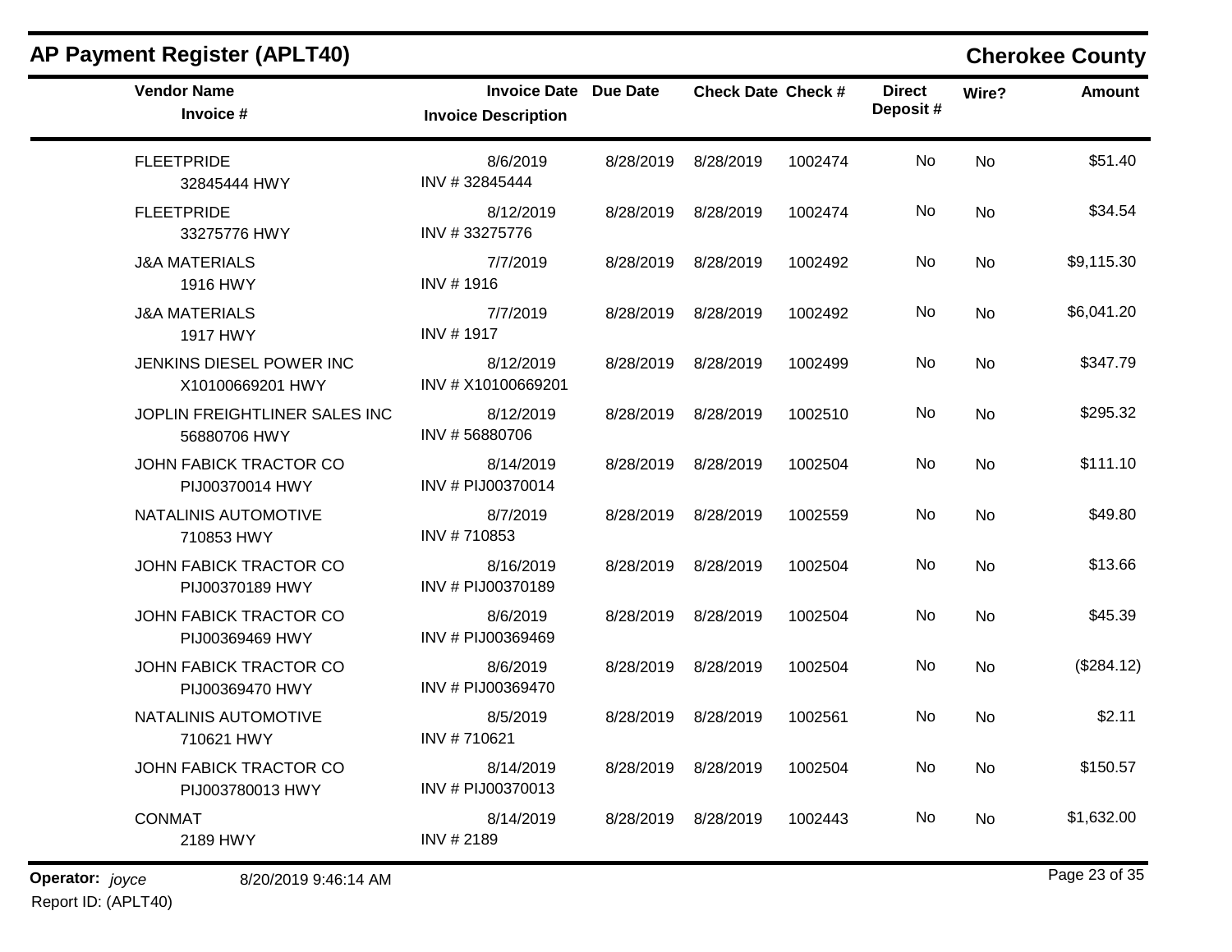## AP Payment Register (APLT40)

## Cherokee County

| Vendor Name / Invoice # | Invoice Date / Invoice Description | Due Date | Check Date | Check # | Direct Deposit # | Wire? | Amount |
|---|---|---|---|---|---|---|---|
| FLEETPRIDE<br>32845444 HWY | 8/6/2019<br>INV # 32845444 | 8/28/2019 | 8/28/2019 | 1002474 | No | No | $51.40 |
| FLEETPRIDE<br>33275776 HWY | 8/12/2019<br>INV # 33275776 | 8/28/2019 | 8/28/2019 | 1002474 | No | No | $34.54 |
| J&A MATERIALS<br>1916 HWY | 7/7/2019<br>INV # 1916 | 8/28/2019 | 8/28/2019 | 1002492 | No | No | $9,115.30 |
| J&A MATERIALS<br>1917 HWY | 7/7/2019<br>INV # 1917 | 8/28/2019 | 8/28/2019 | 1002492 | No | No | $6,041.20 |
| JENKINS DIESEL POWER INC<br>X10100669201 HWY | 8/12/2019<br>INV # X10100669201 | 8/28/2019 | 8/28/2019 | 1002499 | No | No | $347.79 |
| JOPLIN FREIGHTLINER SALES INC<br>56880706 HWY | 8/12/2019<br>INV # 56880706 | 8/28/2019 | 8/28/2019 | 1002510 | No | No | $295.32 |
| JOHN FABICK TRACTOR CO<br>PIJ00370014 HWY | 8/14/2019<br>INV # PIJ00370014 | 8/28/2019 | 8/28/2019 | 1002504 | No | No | $111.10 |
| NATALINIS AUTOMOTIVE<br>710853 HWY | 8/7/2019<br>INV # 710853 | 8/28/2019 | 8/28/2019 | 1002559 | No | No | $49.80 |
| JOHN FABICK TRACTOR CO<br>PIJ00370189 HWY | 8/16/2019<br>INV # PIJ00370189 | 8/28/2019 | 8/28/2019 | 1002504 | No | No | $13.66 |
| JOHN FABICK TRACTOR CO<br>PIJ00369469 HWY | 8/6/2019<br>INV # PIJ00369469 | 8/28/2019 | 8/28/2019 | 1002504 | No | No | $45.39 |
| JOHN FABICK TRACTOR CO<br>PIJ00369470 HWY | 8/6/2019<br>INV # PIJ00369470 | 8/28/2019 | 8/28/2019 | 1002504 | No | No | ($284.12) |
| NATALINIS AUTOMOTIVE<br>710621 HWY | 8/5/2019<br>INV # 710621 | 8/28/2019 | 8/28/2019 | 1002561 | No | No | $2.11 |
| JOHN FABICK TRACTOR CO<br>PIJ003780013 HWY | 8/14/2019<br>INV # PIJ00370013 | 8/28/2019 | 8/28/2019 | 1002504 | No | No | $150.57 |
| CONMAT<br>2189 HWY | 8/14/2019<br>INV # 2189 | 8/28/2019 | 8/28/2019 | 1002443 | No | No | $1,632.00 |

**Operator:** *joyce* 8/20/2019 9:46:14 AM

Report ID: (APLT40)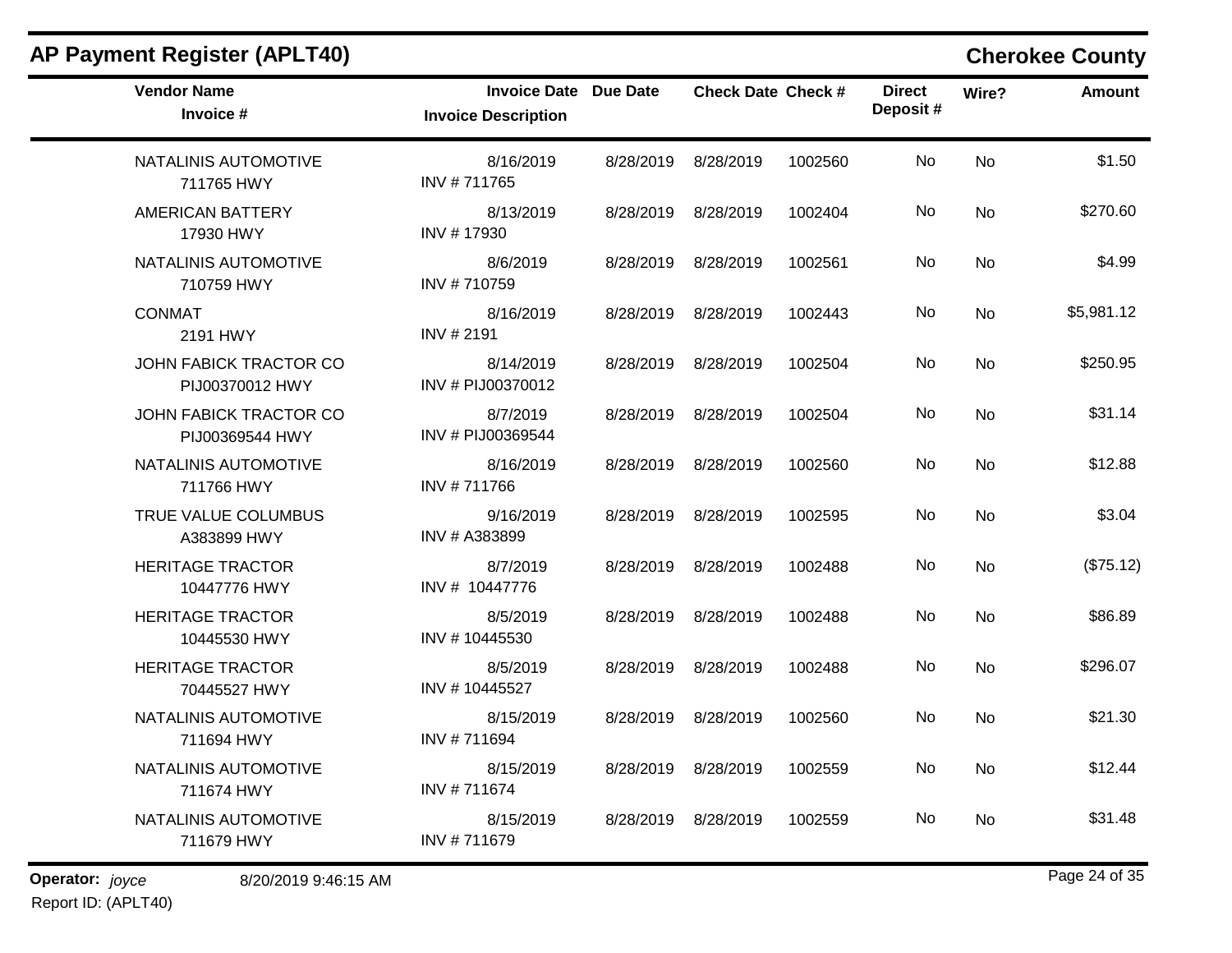## AP Payment Register (APLT40)

**Cherokee County**

| Vendor Name<br>Invoice # | Invoice Date<br>Invoice Description | Due Date | Check Date | Check # | Direct Deposit # | Wire? | Amount |
|---|---|---|---|---|---|---|---|
| NATALINIS AUTOMOTIVE<br>711765 HWY | 8/16/2019<br>INV # 711765 | 8/28/2019 | 8/28/2019 | 1002560 | No | No | $1.50 |
| AMERICAN BATTERY<br>17930 HWY | 8/13/2019<br>INV # 17930 | 8/28/2019 | 8/28/2019 | 1002404 | No | No | $270.60 |
| NATALINIS AUTOMOTIVE<br>710759 HWY | 8/6/2019<br>INV # 710759 | 8/28/2019 | 8/28/2019 | 1002561 | No | No | $4.99 |
| CONMAT<br>2191 HWY | 8/16/2019<br>INV # 2191 | 8/28/2019 | 8/28/2019 | 1002443 | No | No | $5,981.12 |
| JOHN FABICK TRACTOR CO<br>PIJ00370012 HWY | 8/14/2019<br>INV # PIJ00370012 | 8/28/2019 | 8/28/2019 | 1002504 | No | No | $250.95 |
| JOHN FABICK TRACTOR CO<br>PIJ00369544 HWY | 8/7/2019<br>INV # PIJ00369544 | 8/28/2019 | 8/28/2019 | 1002504 | No | No | $31.14 |
| NATALINIS AUTOMOTIVE<br>711766 HWY | 8/16/2019<br>INV # 711766 | 8/28/2019 | 8/28/2019 | 1002560 | No | No | $12.88 |
| TRUE VALUE COLUMBUS<br>A383899 HWY | 9/16/2019<br>INV # A383899 | 8/28/2019 | 8/28/2019 | 1002595 | No | No | $3.04 |
| HERITAGE TRACTOR<br>10447776 HWY | 8/7/2019<br>INV # 10447776 | 8/28/2019 | 8/28/2019 | 1002488 | No | No | ($75.12) |
| HERITAGE TRACTOR<br>10445530 HWY | 8/5/2019<br>INV # 10445530 | 8/28/2019 | 8/28/2019 | 1002488 | No | No | $86.89 |
| HERITAGE TRACTOR<br>70445527 HWY | 8/5/2019<br>INV # 10445527 | 8/28/2019 | 8/28/2019 | 1002488 | No | No | $296.07 |
| NATALINIS AUTOMOTIVE<br>711694 HWY | 8/15/2019<br>INV # 711694 | 8/28/2019 | 8/28/2019 | 1002560 | No | No | $21.30 |
| NATALINIS AUTOMOTIVE<br>711674 HWY | 8/15/2019<br>INV # 711674 | 8/28/2019 | 8/28/2019 | 1002559 | No | No | $12.44 |
| NATALINIS AUTOMOTIVE<br>711679 HWY | 8/15/2019<br>INV # 711679 | 8/28/2019 | 8/28/2019 | 1002559 | No | No | $31.48 |

**Operator:** *joyce* 8/20/2019 9:46:15 AM

Report ID: (APLT40)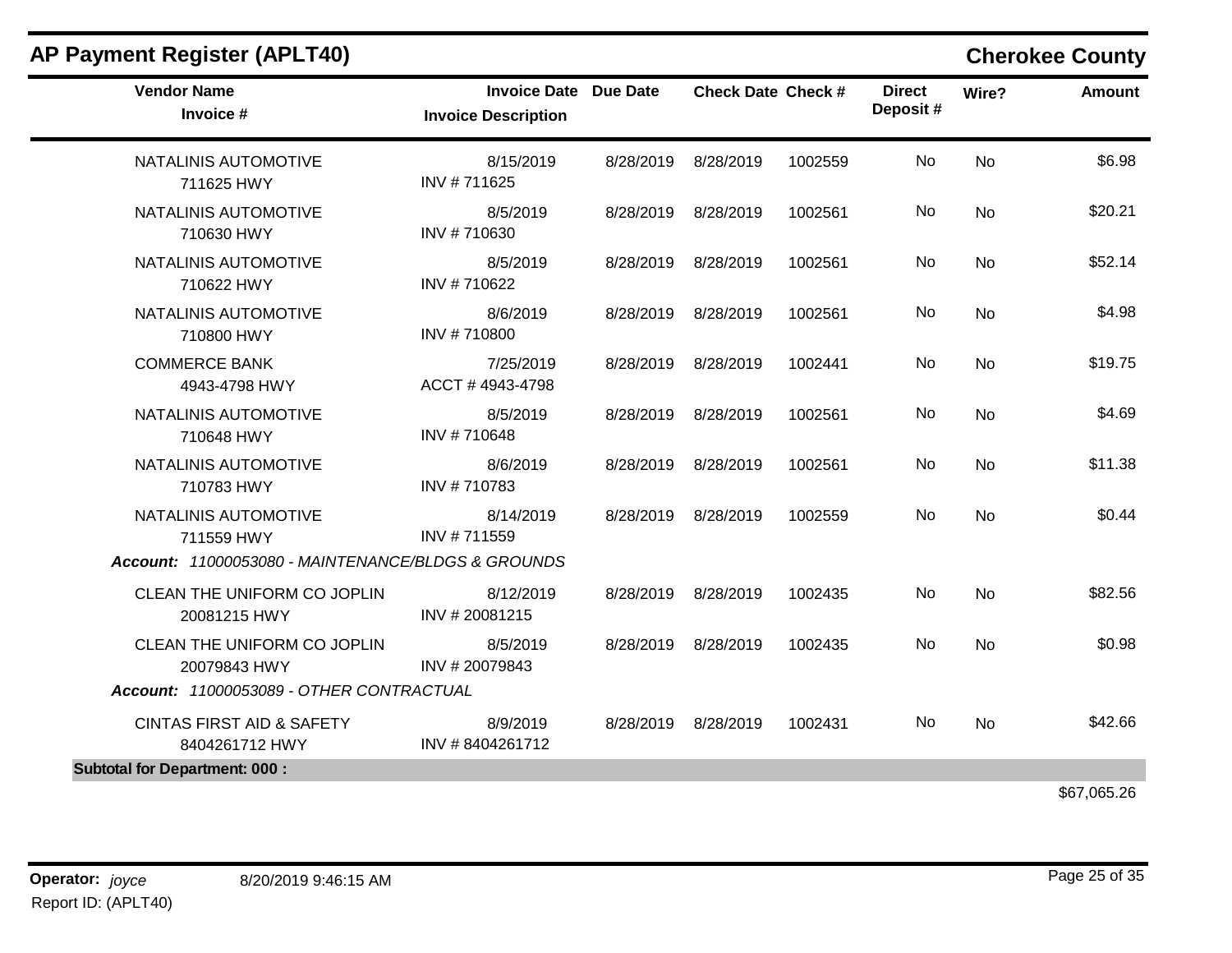## AP Payment Register (APLT40)

**Cherokee County**

| Vendor Name / Invoice # | Invoice Date / Invoice Description | Due Date | Check Date | Check # | Direct Deposit # | Wire? | Amount |
|---|---|---|---|---|---|---|---|
| NATALINIS AUTOMOTIVE<br>711625 HWY | 8/15/2019<br>INV # 711625 | 8/28/2019 | 8/28/2019 | 1002559 | No | No | $6.98 |
| NATALINIS AUTOMOTIVE<br>710630 HWY | 8/5/2019<br>INV # 710630 | 8/28/2019 | 8/28/2019 | 1002561 | No | No | $20.21 |
| NATALINIS AUTOMOTIVE<br>710622 HWY | 8/5/2019<br>INV # 710622 | 8/28/2019 | 8/28/2019 | 1002561 | No | No | $52.14 |
| NATALINIS AUTOMOTIVE<br>710800 HWY | 8/6/2019<br>INV # 710800 | 8/28/2019 | 8/28/2019 | 1002561 | No | No | $4.98 |
| COMMERCE BANK<br>4943-4798 HWY | 7/25/2019<br>ACCT # 4943-4798 | 8/28/2019 | 8/28/2019 | 1002441 | No | No | $19.75 |
| NATALINIS AUTOMOTIVE<br>710648 HWY | 8/5/2019<br>INV # 710648 | 8/28/2019 | 8/28/2019 | 1002561 | No | No | $4.69 |
| NATALINIS AUTOMOTIVE<br>710783 HWY | 8/6/2019<br>INV # 710783 | 8/28/2019 | 8/28/2019 | 1002561 | No | No | $11.38 |
| NATALINIS AUTOMOTIVE<br>711559 HWY | 8/14/2019<br>INV # 711559 | 8/28/2019 | 8/28/2019 | 1002559 | No | No | $0.44 |
| ***Account:** 11000053080 - MAINTENANCE/BLDGS & GROUNDS* | | | | | | | |
| CLEAN THE UNIFORM CO JOPLIN<br>20081215 HWY | 8/12/2019<br>INV # 20081215 | 8/28/2019 | 8/28/2019 | 1002435 | No | No | $82.56 |
| CLEAN THE UNIFORM CO JOPLIN<br>20079843 HWY | 8/5/2019<br>INV # 20079843 | 8/28/2019 | 8/28/2019 | 1002435 | No | No | $0.98 |
| ***Account:** 11000053089 - OTHER CONTRACTUAL* | | | | | | | |
| CINTAS FIRST AID & SAFETY<br>8404261712 HWY | 8/9/2019<br>INV # 8404261712 | 8/28/2019 | 8/28/2019 | 1002431 | No | No | $42.66 |
| **Subtotal for Department: 000 :** | | | | | | | $67,065.26 |

**Operator:** *joyce* 8/20/2019 9:46:15 AM

Report ID: (APLT40)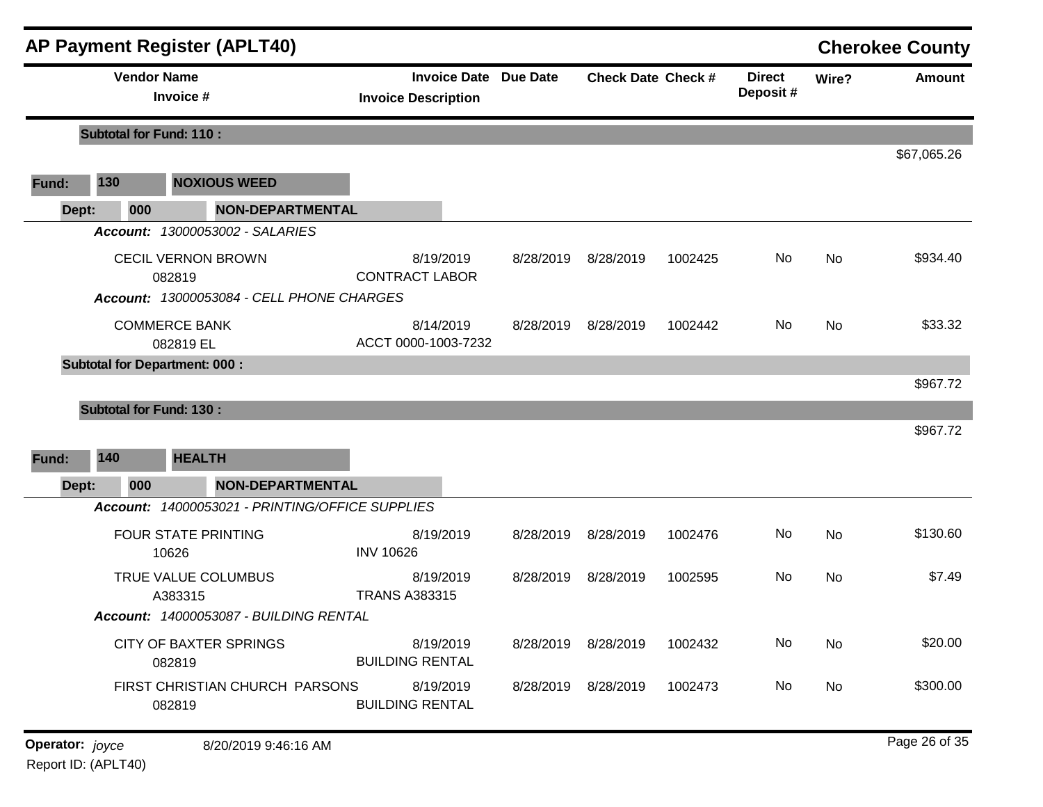# AP Payment Register (APLT40)

## Cherokee County

| Vendor Name / Invoice # | Invoice Date / Invoice Description | Due Date | Check Date | Check # | Direct Deposit # | Wire? | Amount |
|---|---|---|---|---|---|---|---|
| **Subtotal for Fund: 110 :** | | | | | | | $67,065.26 |

**Fund: 130 NOXIOUS WEED**

**Dept: 000 NON-DEPARTMENTAL**

| Vendor Name / Invoice # | Invoice Date / Invoice Description | Due Date | Check Date | Check # | Direct Deposit # | Wire? | Amount |
|---|---|---|---|---|---|---|---|
| ***Account:*** *13000053002 - SALARIES* | | | | | | | |
| CECIL VERNON BROWN 082819 | 8/19/2019 CONTRACT LABOR | 8/28/2019 | 8/28/2019 | 1002425 | No | No | $934.40 |
| ***Account:*** *13000053084 - CELL PHONE CHARGES* | | | | | | | |
| COMMERCE BANK 082819 EL | 8/14/2019 ACCT 0000-1003-7232 | 8/28/2019 | 8/28/2019 | 1002442 | No | No | $33.32 |
| **Subtotal for Department: 000 :** | | | | | | | $967.72 |
| **Subtotal for Fund: 130 :** | | | | | | | $967.72 |

**Fund: 140 HEALTH**

**Dept: 000 NON-DEPARTMENTAL**

| Vendor Name / Invoice # | Invoice Date / Invoice Description | Due Date | Check Date | Check # | Direct Deposit # | Wire? | Amount |
|---|---|---|---|---|---|---|---|
| ***Account:*** *14000053021 - PRINTING/OFFICE SUPPLIES* | | | | | | | |
| FOUR STATE PRINTING 10626 | 8/19/2019 INV 10626 | 8/28/2019 | 8/28/2019 | 1002476 | No | No | $130.60 |
| TRUE VALUE COLUMBUS A383315 | 8/19/2019 TRANS A383315 | 8/28/2019 | 8/28/2019 | 1002595 | No | No | $7.49 |
| ***Account:*** *14000053087 - BUILDING RENTAL* | | | | | | | |
| CITY OF BAXTER SPRINGS 082819 | 8/19/2019 BUILDING RENTAL | 8/28/2019 | 8/28/2019 | 1002432 | No | No | $20.00 |
| FIRST CHRISTIAN CHURCH PARSONS 082819 | 8/19/2019 BUILDING RENTAL | 8/28/2019 | 8/28/2019 | 1002473 | No | No | $300.00 |

**Operator:** *joyce* 8/20/2019 9:46:16 AM

Report ID: (APLT40)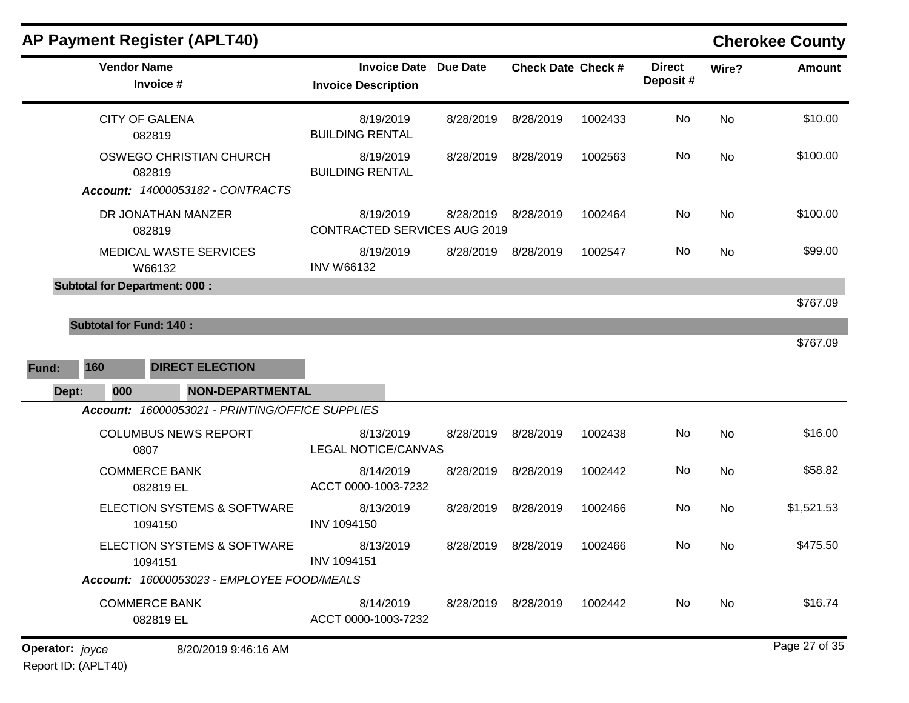## AP Payment Register (APLT40)

**Cherokee County**

| Vendor Name / Invoice # | Invoice Date / Invoice Description | Due Date | Check Date | Check # | Direct Deposit # | Wire? | Amount |
|---|---|---|---|---|---|---|---|
| CITY OF GALENA<br>082819 | 8/19/2019<br>BUILDING RENTAL | 8/28/2019 | 8/28/2019 | 1002433 | No | No | $10.00 |
| OSWEGO CHRISTIAN CHURCH<br>082819 | 8/19/2019<br>BUILDING RENTAL | 8/28/2019 | 8/28/2019 | 1002563 | No | No | $100.00 |
| ***Account:* 14000053182 - CONTRACTS** | | | | | | | |
| DR JONATHAN MANZER<br>082819 | 8/19/2019<br>CONTRACTED SERVICES AUG 2019 | 8/28/2019 | 8/28/2019 | 1002464 | No | No | $100.00 |
| MEDICAL WASTE SERVICES<br>W66132 | 8/19/2019<br>INV W66132 | 8/28/2019 | 8/28/2019 | 1002547 | No | No | $99.00 |
| **Subtotal for Department: 000 :** | | | | | | | $767.09 |
| **Subtotal for Fund: 140 :** | | | | | | | $767.09 |

**Fund: 160 DIRECT ELECTION**

**Dept: 000 NON-DEPARTMENTAL**

| Vendor Name / Invoice # | Invoice Date / Invoice Description | Due Date | Check Date | Check # | Direct Deposit # | Wire? | Amount |
|---|---|---|---|---|---|---|---|
| ***Account:* 16000053021 - PRINTING/OFFICE SUPPLIES** | | | | | | | |
| COLUMBUS NEWS REPORT<br>0807 | 8/13/2019<br>LEGAL NOTICE/CANVAS | 8/28/2019 | 8/28/2019 | 1002438 | No | No | $16.00 |
| COMMERCE BANK<br>082819 EL | 8/14/2019<br>ACCT 0000-1003-7232 | 8/28/2019 | 8/28/2019 | 1002442 | No | No | $58.82 |
| ELECTION SYSTEMS & SOFTWARE<br>1094150 | 8/13/2019<br>INV 1094150 | 8/28/2019 | 8/28/2019 | 1002466 | No | No | $1,521.53 |
| ELECTION SYSTEMS & SOFTWARE<br>1094151 | 8/13/2019<br>INV 1094151 | 8/28/2019 | 8/28/2019 | 1002466 | No | No | $475.50 |
| ***Account:* 16000053023 - EMPLOYEE FOOD/MEALS** | | | | | | | |
| COMMERCE BANK<br>082819 EL | 8/14/2019<br>ACCT 0000-1003-7232 | 8/28/2019 | 8/28/2019 | 1002442 | No | No | $16.74 |

Operator: *joyce* 8/20/2019 9:46:16 AM

Report ID: (APLT40)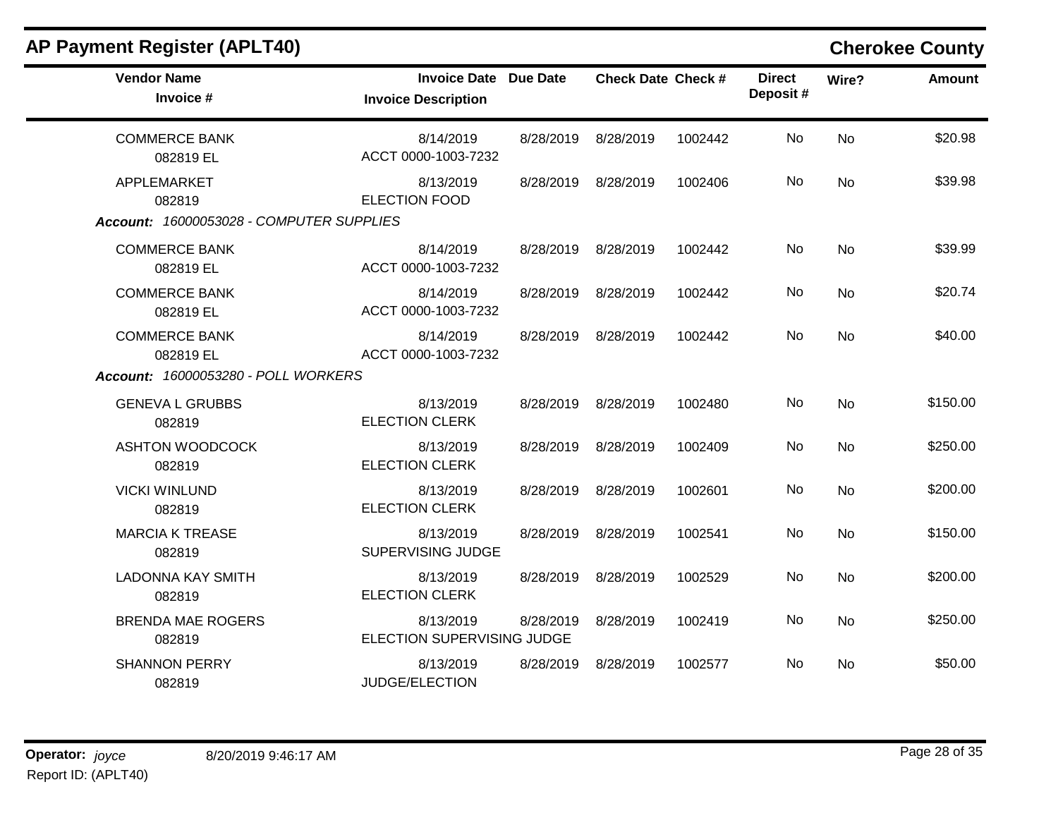## AP Payment Register (APLT40)

**Cherokee County**

| Vendor Name / Invoice # | Invoice Date / Invoice Description | Due Date | Check Date | Check # | Direct Deposit # | Wire? | Amount |
|---|---|---|---|---|---|---|---|
| COMMERCE BANK<br>082819 EL | 8/14/2019<br>ACCT 0000-1003-7232 | 8/28/2019 | 8/28/2019 | 1002442 | No | No | $20.98 |
| APPLEMARKET<br>082819 | 8/13/2019<br>ELECTION FOOD | 8/28/2019 | 8/28/2019 | 1002406 | No | No | $39.98 |
| ***Account:** 16000053028 - COMPUTER SUPPLIES* | | | | | | | |
| COMMERCE BANK<br>082819 EL | 8/14/2019<br>ACCT 0000-1003-7232 | 8/28/2019 | 8/28/2019 | 1002442 | No | No | $39.99 |
| COMMERCE BANK<br>082819 EL | 8/14/2019<br>ACCT 0000-1003-7232 | 8/28/2019 | 8/28/2019 | 1002442 | No | No | $20.74 |
| COMMERCE BANK<br>082819 EL | 8/14/2019<br>ACCT 0000-1003-7232 | 8/28/2019 | 8/28/2019 | 1002442 | No | No | $40.00 |
| ***Account:** 16000053280 - POLL WORKERS* | | | | | | | |
| GENEVA L GRUBBS<br>082819 | 8/13/2019<br>ELECTION CLERK | 8/28/2019 | 8/28/2019 | 1002480 | No | No | $150.00 |
| ASHTON WOODCOCK<br>082819 | 8/13/2019<br>ELECTION CLERK | 8/28/2019 | 8/28/2019 | 1002409 | No | No | $250.00 |
| VICKI WINLUND<br>082819 | 8/13/2019<br>ELECTION CLERK | 8/28/2019 | 8/28/2019 | 1002601 | No | No | $200.00 |
| MARCIA K TREASE<br>082819 | 8/13/2019<br>SUPERVISING JUDGE | 8/28/2019 | 8/28/2019 | 1002541 | No | No | $150.00 |
| LADONNA KAY SMITH<br>082819 | 8/13/2019<br>ELECTION CLERK | 8/28/2019 | 8/28/2019 | 1002529 | No | No | $200.00 |
| BRENDA MAE ROGERS<br>082819 | 8/13/2019<br>ELECTION SUPERVISING JUDGE | 8/28/2019 | 8/28/2019 | 1002419 | No | No | $250.00 |
| SHANNON PERRY<br>082819 | 8/13/2019<br>JUDGE/ELECTION | 8/28/2019 | 8/28/2019 | 1002577 | No | No | $50.00 |

**Operator:** *joyce* 8/20/2019 9:46:17 AM

Report ID: (APLT40)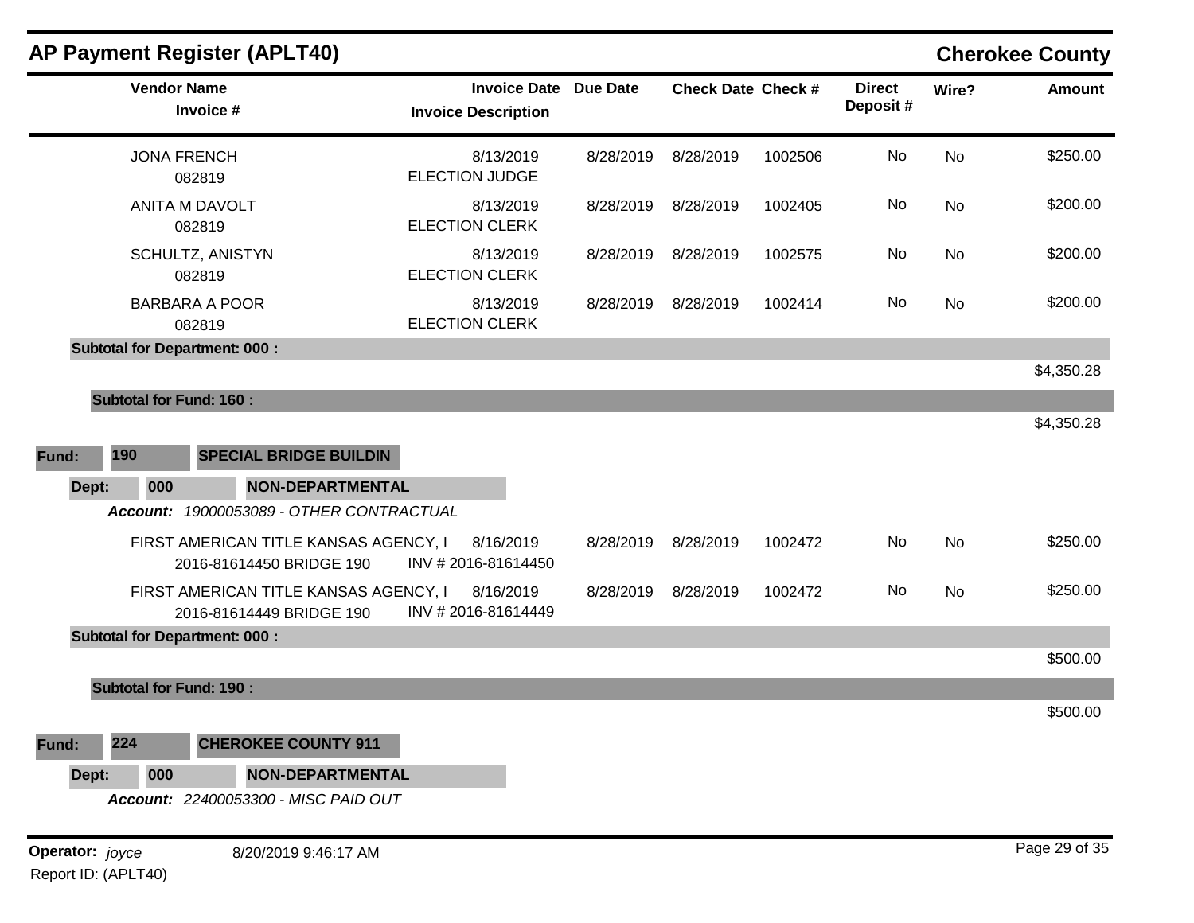## AP Payment Register (APLT40)

**Cherokee County**

| Vendor Name / Invoice # | Invoice Date / Invoice Description | Due Date | Check Date | Check # | Direct Deposit # | Wire? | Amount |
|---|---|---|---|---|---|---|---|
| JONA FRENCH<br>082819 | 8/13/2019<br>ELECTION JUDGE | 8/28/2019 | 8/28/2019 | 1002506 | No | No | $250.00 |
| ANITA M DAVOLT<br>082819 | 8/13/2019<br>ELECTION CLERK | 8/28/2019 | 8/28/2019 | 1002405 | No | No | $200.00 |
| SCHULTZ, ANISTYN<br>082819 | 8/13/2019<br>ELECTION CLERK | 8/28/2019 | 8/28/2019 | 1002575 | No | No | $200.00 |
| BARBARA A POOR<br>082819 | 8/13/2019<br>ELECTION CLERK | 8/28/2019 | 8/28/2019 | 1002414 | No | No | $200.00 |
| **Subtotal for Department: 000 :** | | | | | | | $4,350.28 |
| **Subtotal for Fund: 160 :** | | | | | | | $4,350.28 |

**Fund:** 190 **SPECIAL BRIDGE BUILDIN**

**Dept:** 000 **NON-DEPARTMENTAL**

***Account:*** *19000053089 - OTHER CONTRACTUAL*

| Vendor Name / Invoice # | Invoice Date / Invoice Description | Due Date | Check Date | Check # | Direct Deposit # | Wire? | Amount |
|---|---|---|---|---|---|---|---|
| FIRST AMERICAN TITLE KANSAS AGENCY, I<br>2016-81614450 BRIDGE 190 | 8/16/2019<br>INV # 2016-81614450 | 8/28/2019 | 8/28/2019 | 1002472 | No | No | $250.00 |
| FIRST AMERICAN TITLE KANSAS AGENCY, I<br>2016-81614449 BRIDGE 190 | 8/16/2019<br>INV # 2016-81614449 | 8/28/2019 | 8/28/2019 | 1002472 | No | No | $250.00 |
| **Subtotal for Department: 000 :** | | | | | | | $500.00 |
| **Subtotal for Fund: 190 :** | | | | | | | $500.00 |

**Fund:** 224 **CHEROKEE COUNTY 911**

**Dept:** 000 **NON-DEPARTMENTAL**

***Account:*** *22400053300 - MISC PAID OUT*

**Operator:** *joyce* 8/20/2019 9:46:17 AM

Report ID: (APLT40)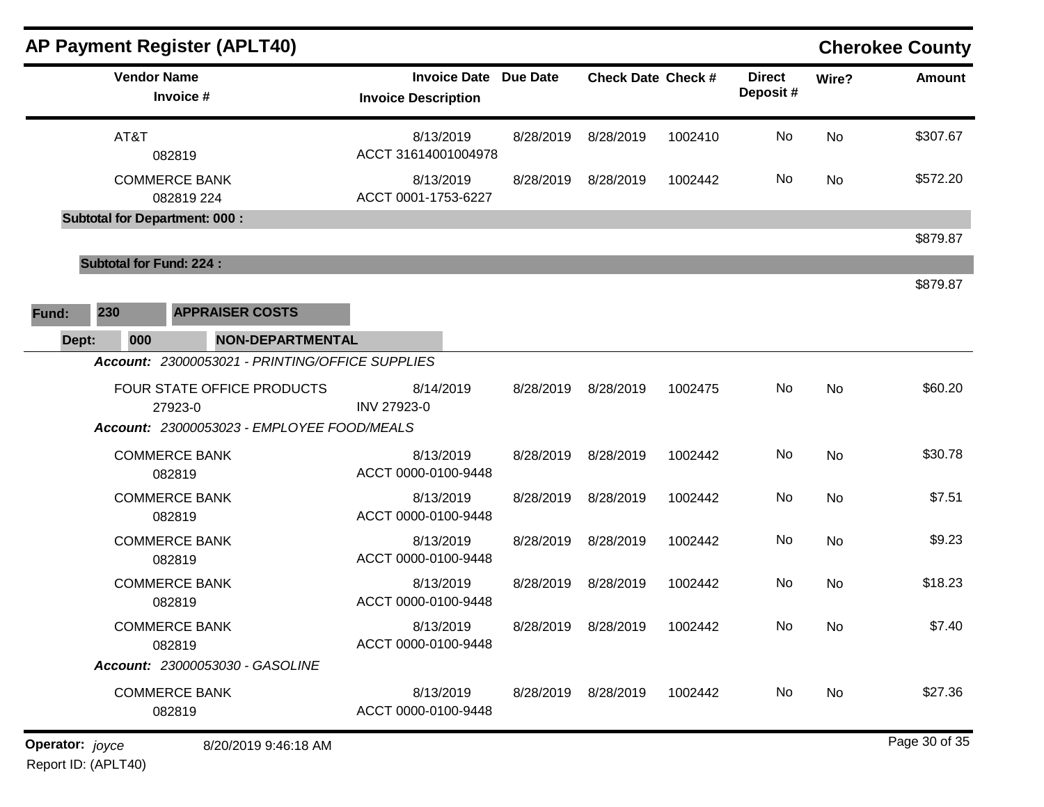## AP Payment Register (APLT40)

**Cherokee County**

| Vendor Name / Invoice # | Invoice Date / Invoice Description | Due Date | Check Date | Check # | Direct Deposit # | Wire? | Amount |
|---|---|---|---|---|---|---|---|
| AT&T<br>082819 | 8/13/2019<br>ACCT 31614001004978 | 8/28/2019 | 8/28/2019 | 1002410 | No | No | $307.67 |
| COMMERCE BANK<br>082819 224 | 8/13/2019<br>ACCT 0001-1753-6227 | 8/28/2019 | 8/28/2019 | 1002442 | No | No | $572.20 |
| **Subtotal for Department: 000 :** | | | | | | | $879.87 |
| **Subtotal for Fund: 224 :** | | | | | | | $879.87 |

**Fund: 230 APPRAISER COSTS**

**Dept: 000 NON-DEPARTMENTAL**

***Account:*** *23000053021 - PRINTING/OFFICE SUPPLIES*

| Vendor Name / Invoice # | Invoice Date / Invoice Description | Due Date | Check Date | Check # | Direct Deposit # | Wire? | Amount |
|---|---|---|---|---|---|---|---|
| FOUR STATE OFFICE PRODUCTS<br>27923-0 | 8/14/2019<br>INV 27923-0 | 8/28/2019 | 8/28/2019 | 1002475 | No | No | $60.20 |

***Account:*** *23000053023 - EMPLOYEE FOOD/MEALS*

| Vendor Name / Invoice # | Invoice Date / Invoice Description | Due Date | Check Date | Check # | Direct Deposit # | Wire? | Amount |
|---|---|---|---|---|---|---|---|
| COMMERCE BANK<br>082819 | 8/13/2019<br>ACCT 0000-0100-9448 | 8/28/2019 | 8/28/2019 | 1002442 | No | No | $30.78 |
| COMMERCE BANK<br>082819 | 8/13/2019<br>ACCT 0000-0100-9448 | 8/28/2019 | 8/28/2019 | 1002442 | No | No | $7.51 |
| COMMERCE BANK<br>082819 | 8/13/2019<br>ACCT 0000-0100-9448 | 8/28/2019 | 8/28/2019 | 1002442 | No | No | $9.23 |
| COMMERCE BANK<br>082819 | 8/13/2019<br>ACCT 0000-0100-9448 | 8/28/2019 | 8/28/2019 | 1002442 | No | No | $18.23 |
| COMMERCE BANK<br>082819 | 8/13/2019<br>ACCT 0000-0100-9448 | 8/28/2019 | 8/28/2019 | 1002442 | No | No | $7.40 |

***Account:*** *23000053030 - GASOLINE*

| Vendor Name / Invoice # | Invoice Date / Invoice Description | Due Date | Check Date | Check # | Direct Deposit # | Wire? | Amount |
|---|---|---|---|---|---|---|---|
| COMMERCE BANK<br>082819 | 8/13/2019<br>ACCT 0000-0100-9448 | 8/28/2019 | 8/28/2019 | 1002442 | No | No | $27.36 |

**Operator:** *joyce* 8/20/2019 9:46:18 AM

Report ID: (APLT40)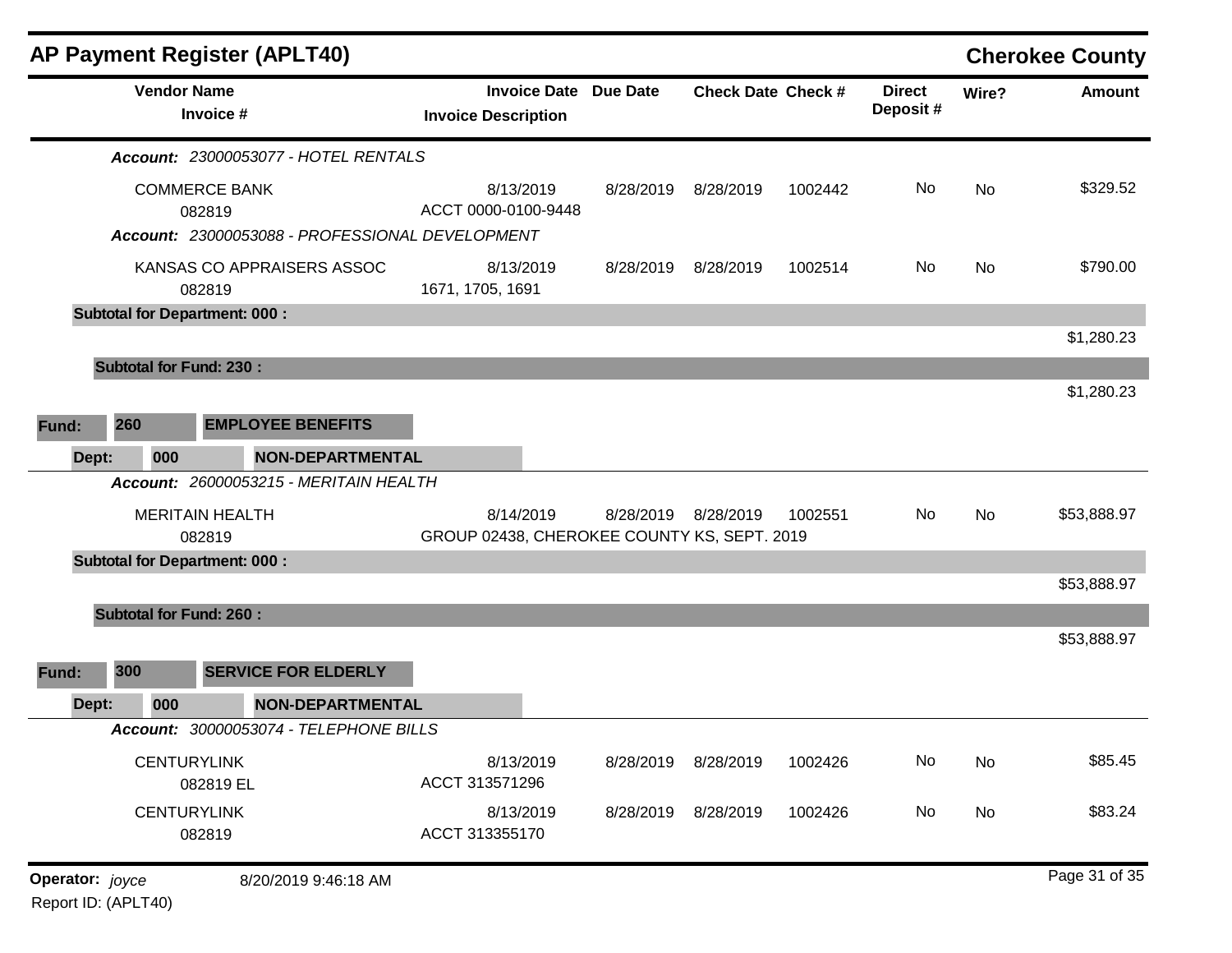## AP Payment Register (APLT40) — Cherokee County

| Vendor Name / Invoice # | Invoice Date / Invoice Description | Due Date | Check Date | Check # | Direct Deposit # | Wire? | Amount |
|---|---|---|---|---|---|---|---|
| ***Account:** 23000053077 - HOTEL RENTALS* | | | | | | | |
| COMMERCE BANK<br>082819 | 8/13/2019<br>ACCT 0000-0100-9448 | 8/28/2019 | 8/28/2019 | 1002442 | No | No | $329.52 |
| ***Account:** 23000053088 - PROFESSIONAL DEVELOPMENT* | | | | | | | |
| KANSAS CO APPRAISERS ASSOC<br>082819 | 8/13/2019<br>1671, 1705, 1691 | 8/28/2019 | 8/28/2019 | 1002514 | No | No | $790.00 |
| **Subtotal for Department: 000 :** | | | | | | | $1,280.23 |
| **Subtotal for Fund: 230 :** | | | | | | | $1,280.23 |
| **Fund: 260 EMPLOYEE BENEFITS** | | | | | | | |
| **Dept: 000 NON-DEPARTMENTAL** | | | | | | | |
| ***Account:** 26000053215 - MERITAIN HEALTH* | | | | | | | |
| MERITAIN HEALTH<br>082819 | 8/14/2019<br>GROUP 02438, CHEROKEE COUNTY KS, SEPT. 2019 | 8/28/2019 | 8/28/2019 | 1002551 | No | No | $53,888.97 |
| **Subtotal for Department: 000 :** | | | | | | | $53,888.97 |
| **Subtotal for Fund: 260 :** | | | | | | | $53,888.97 |
| **Fund: 300 SERVICE FOR ELDERLY** | | | | | | | |
| **Dept: 000 NON-DEPARTMENTAL** | | | | | | | |
| ***Account:** 30000053074 - TELEPHONE BILLS* | | | | | | | |
| CENTURYLINK<br>082819 EL | 8/13/2019<br>ACCT 313571296 | 8/28/2019 | 8/28/2019 | 1002426 | No | No | $85.45 |
| CENTURYLINK<br>082819 | 8/13/2019<br>ACCT 313355170 | 8/28/2019 | 8/28/2019 | 1002426 | No | No | $83.24 |

**Operator:** *joyce* 8/20/2019 9:46:18 AM
Report ID: (APLT40)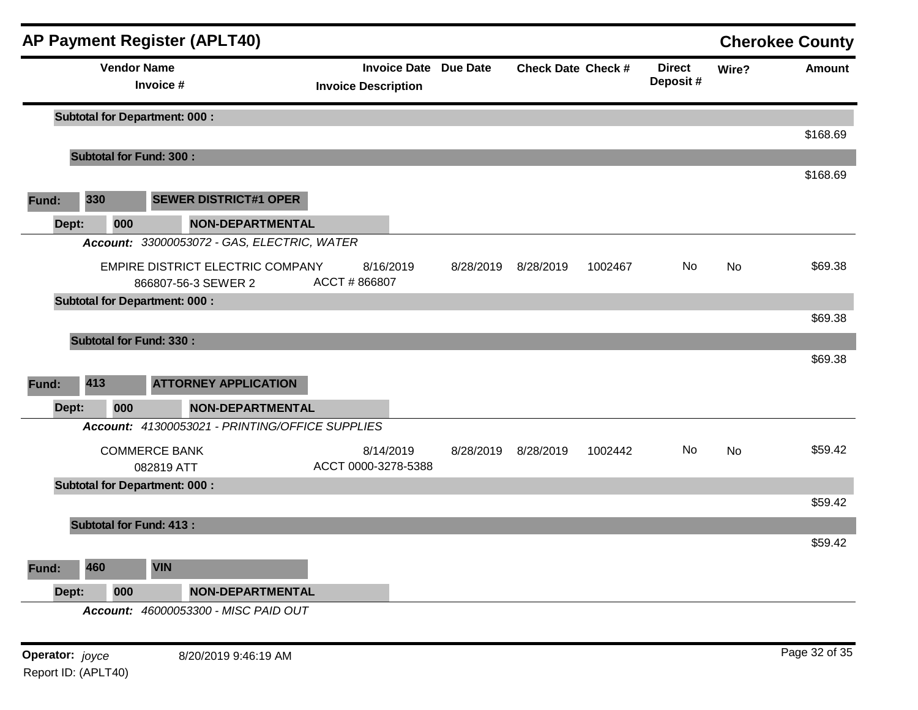## AP Payment Register (APLT40) — Cherokee County

| Vendor Name / Invoice # | Invoice Date / Invoice Description | Due Date | Check Date | Check # | Direct Deposit # | Wire? | Amount |
|---|---|---|---|---|---|---|---|
| **Subtotal for Department: 000 :** | | | | | | | $168.69 |
| **Subtotal for Fund: 300 :** | | | | | | | $168.69 |

**Fund:** 330 **SEWER DISTRICT#1 OPER**

**Dept:** 000 **NON-DEPARTMENTAL**

***Account:*** *33000053072 - GAS, ELECTRIC, WATER*

| Vendor Name / Invoice # | Invoice Date / Invoice Description | Due Date | Check Date | Check # | Direct Deposit # | Wire? | Amount |
|---|---|---|---|---|---|---|---|
| EMPIRE DISTRICT ELECTRIC COMPANY<br>866807-56-3 SEWER 2 | 8/16/2019<br>ACCT # 866807 | 8/28/2019 | 8/28/2019 | 1002467 | No | No | $69.38 |
| **Subtotal for Department: 000 :** | | | | | | | $69.38 |
| **Subtotal for Fund: 330 :** | | | | | | | $69.38 |

**Fund:** 413 **ATTORNEY APPLICATION**

**Dept:** 000 **NON-DEPARTMENTAL**

***Account:*** *41300053021 - PRINTING/OFFICE SUPPLIES*

| Vendor Name / Invoice # | Invoice Date / Invoice Description | Due Date | Check Date | Check # | Direct Deposit # | Wire? | Amount |
|---|---|---|---|---|---|---|---|
| COMMERCE BANK<br>082819 ATT | 8/14/2019<br>ACCT 0000-3278-5388 | 8/28/2019 | 8/28/2019 | 1002442 | No | No | $59.42 |
| **Subtotal for Department: 000 :** | | | | | | | $59.42 |
| **Subtotal for Fund: 413 :** | | | | | | | $59.42 |

**Fund:** 460 **VIN**

**Dept:** 000 **NON-DEPARTMENTAL**

***Account:*** *46000053300 - MISC PAID OUT*

**Operator:** *joyce* 8/20/2019 9:46:19 AM

Report ID: (APLT40)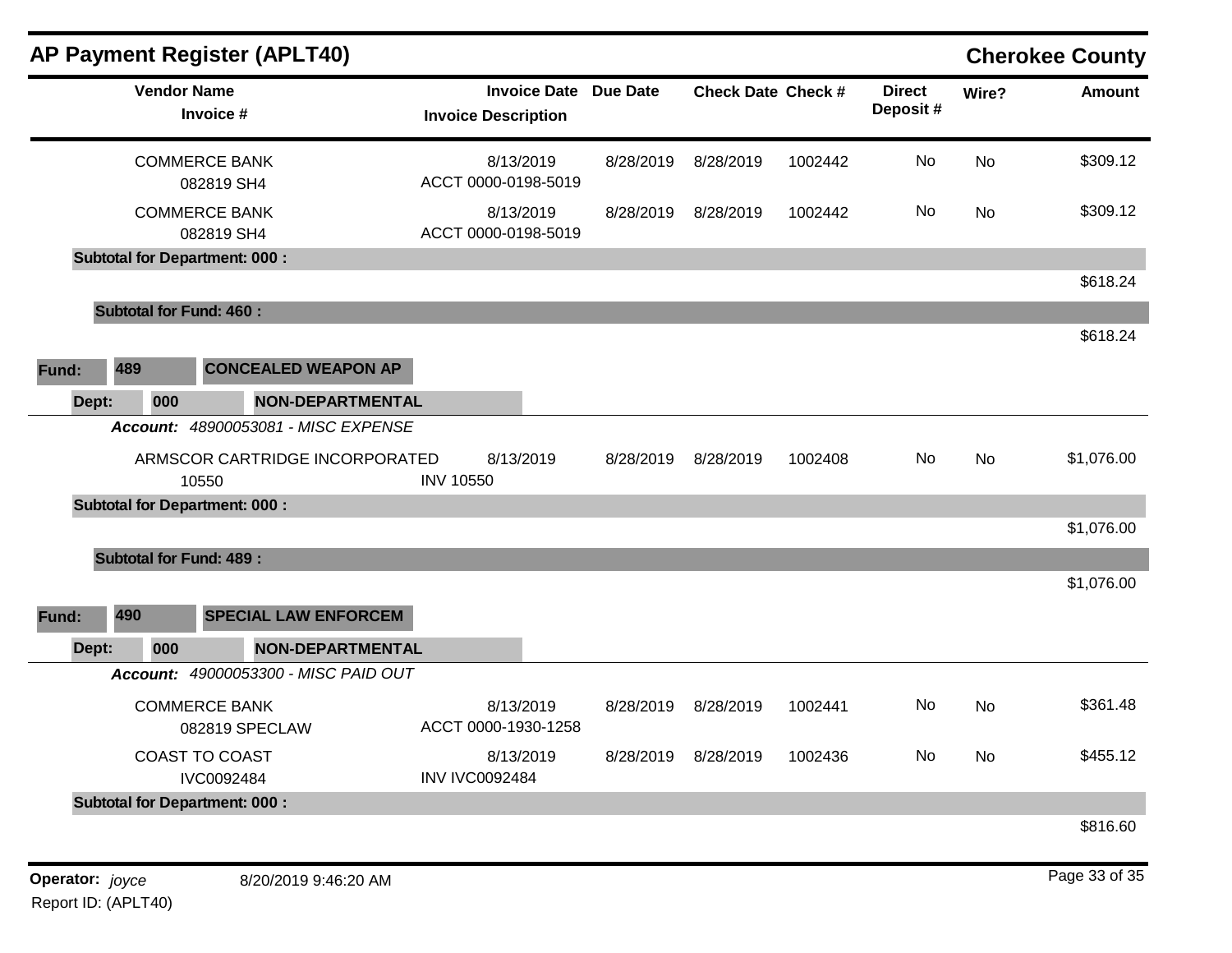## AP Payment Register (APLT40)

**Cherokee County**

| Vendor Name / Invoice # | Invoice Date / Invoice Description | Due Date | Check Date | Check # | Direct Deposit # | Wire? | Amount |
|---|---|---|---|---|---|---|---|
| COMMERCE BANK<br>082819 SH4 | 8/13/2019<br>ACCT 0000-0198-5019 | 8/28/2019 | 8/28/2019 | 1002442 | No | No | $309.12 |
| COMMERCE BANK<br>082819 SH4 | 8/13/2019<br>ACCT 0000-0198-5019 | 8/28/2019 | 8/28/2019 | 1002442 | No | No | $309.12 |
| **Subtotal for Department: 000 :** | | | | | | | $618.24 |
| **Subtotal for Fund: 460 :** | | | | | | | $618.24 |

**Fund: 489 CONCEALED WEAPON AP**

**Dept: 000 NON-DEPARTMENTAL**

***Account:*** *48900053081 - MISC EXPENSE*

| Vendor Name / Invoice # | Invoice Date / Invoice Description | Due Date | Check Date | Check # | Direct Deposit # | Wire? | Amount |
|---|---|---|---|---|---|---|---|
| ARMSCOR CARTRIDGE INCORPORATED<br>10550 | 8/13/2019<br>INV 10550 | 8/28/2019 | 8/28/2019 | 1002408 | No | No | $1,076.00 |
| **Subtotal for Department: 000 :** | | | | | | | $1,076.00 |
| **Subtotal for Fund: 489 :** | | | | | | | $1,076.00 |

**Fund: 490 SPECIAL LAW ENFORCEM**

**Dept: 000 NON-DEPARTMENTAL**

***Account:*** *49000053300 - MISC PAID OUT*

| Vendor Name / Invoice # | Invoice Date / Invoice Description | Due Date | Check Date | Check # | Direct Deposit # | Wire? | Amount |
|---|---|---|---|---|---|---|---|
| COMMERCE BANK<br>082819 SPECLAW | 8/13/2019<br>ACCT 0000-1930-1258 | 8/28/2019 | 8/28/2019 | 1002441 | No | No | $361.48 |
| COAST TO COAST<br>IVC0092484 | 8/13/2019<br>INV IVC0092484 | 8/28/2019 | 8/28/2019 | 1002436 | No | No | $455.12 |
| **Subtotal for Department: 000 :** | | | | | | | $816.60 |

**Operator:** *joyce* 8/20/2019 9:46:20 AM

Report ID: (APLT40)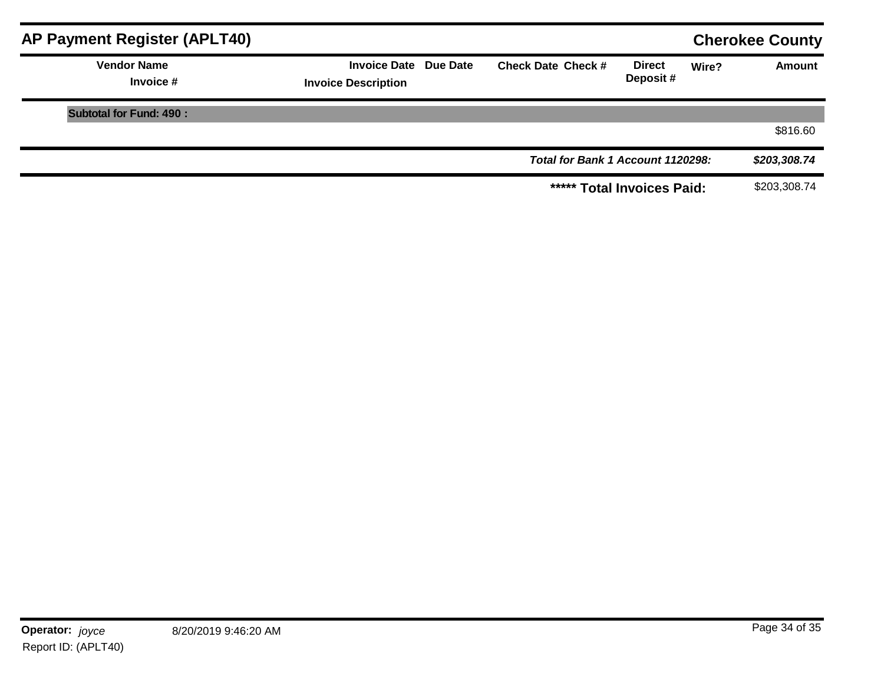## AP Payment Register (APLT40)

**Cherokee County**

| Vendor Name / Invoice # | Invoice Date / Invoice Description | Due Date | Check Date | Check # | Direct Deposit # | Wire? | Amount |
|---|---|---|---|---|---|---|---|
| **Subtotal for Fund: 490 :** | | | | | | | |
| | | | | | | | $816.60 |
| | | | | | | ***Total for Bank 1 Account 1120298:*** | ***$203,308.74*** |
| | | | | | | **\*\*\*\*\* Total Invoices Paid:** | $203,308.74 |

**Operator:** *joyce* 8/20/2019 9:46:20 AM

Report ID: (APLT40)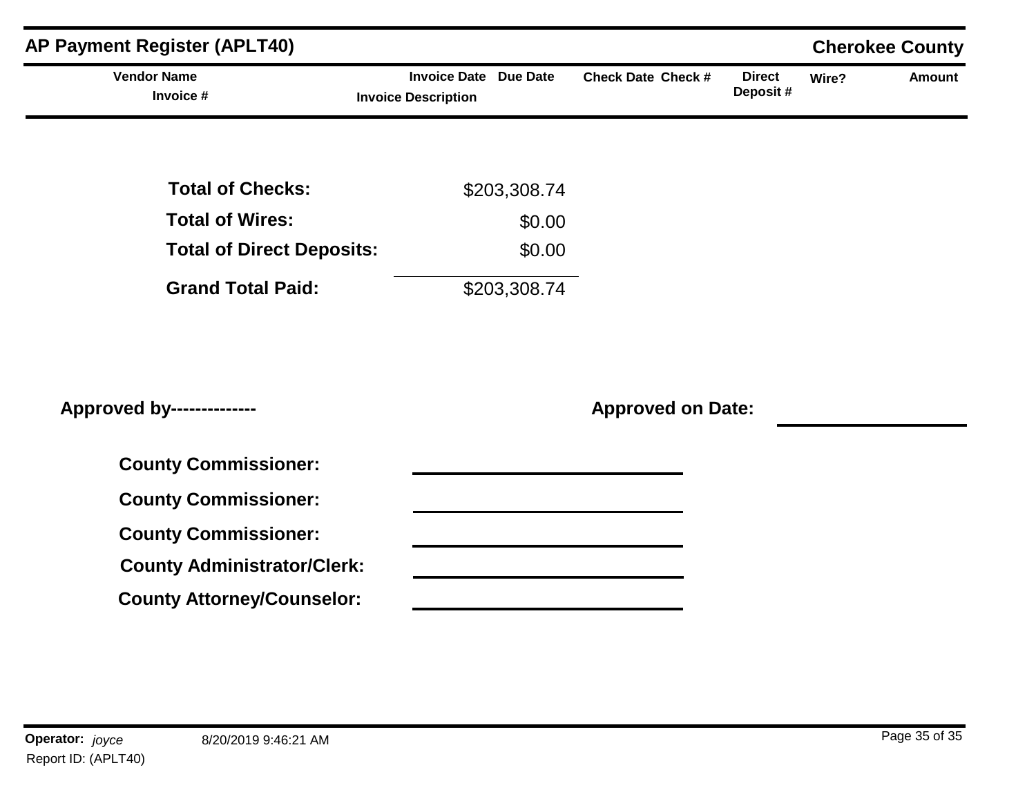## AP Payment Register (APLT40)

**Cherokee County**

| Vendor Name / Invoice # | Invoice Date / Invoice Description | Due Date | Check Date | Check # | Direct Deposit # | Wire? | Amount |
|---|---|---|---|---|---|---|---|

| | |
|---|---|
| **Total of Checks:** | $203,308.74 |
| **Total of Wires:** | $0.00 |
| **Total of Direct Deposits:** | $0.00 |
| **Grand Total Paid:** | $203,308.74 |

**Approved by--------------** **Approved on Date:** ____________________

**County Commissioner:** ______________________________

**County Commissioner:** ______________________________

**County Commissioner:** ______________________________

**County Administrator/Clerk:** ______________________________

**County Attorney/Counselor:** ______________________________

**Operator:** *joyce* 8/20/2019 9:46:21 AM

Report ID: (APLT40)